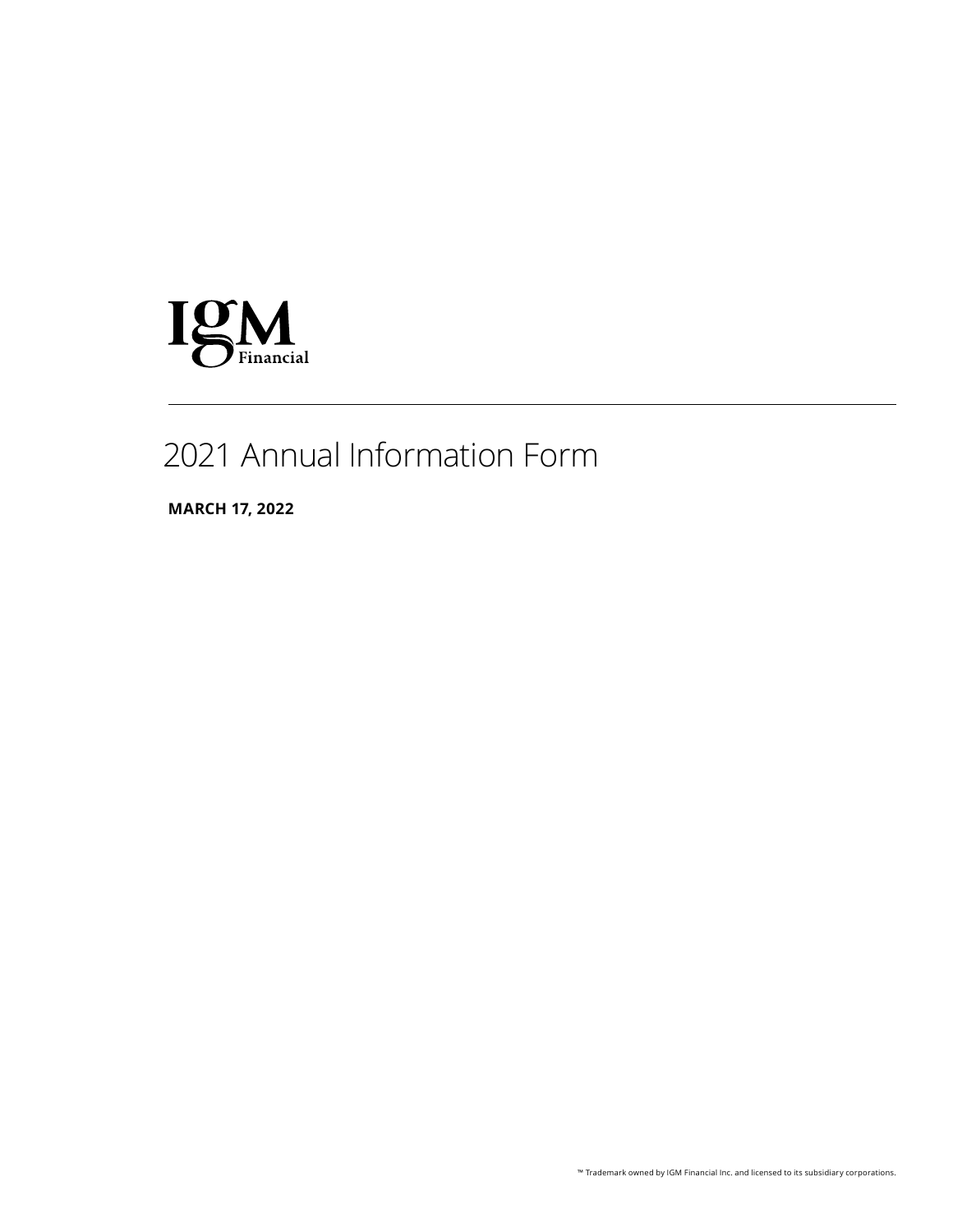IGM Financial

# 2021 Annual Information Form

**MARCH 17, 2022**

™ Trademark owned by IGM Financial Inc. and licensed to its subsidiary corporations.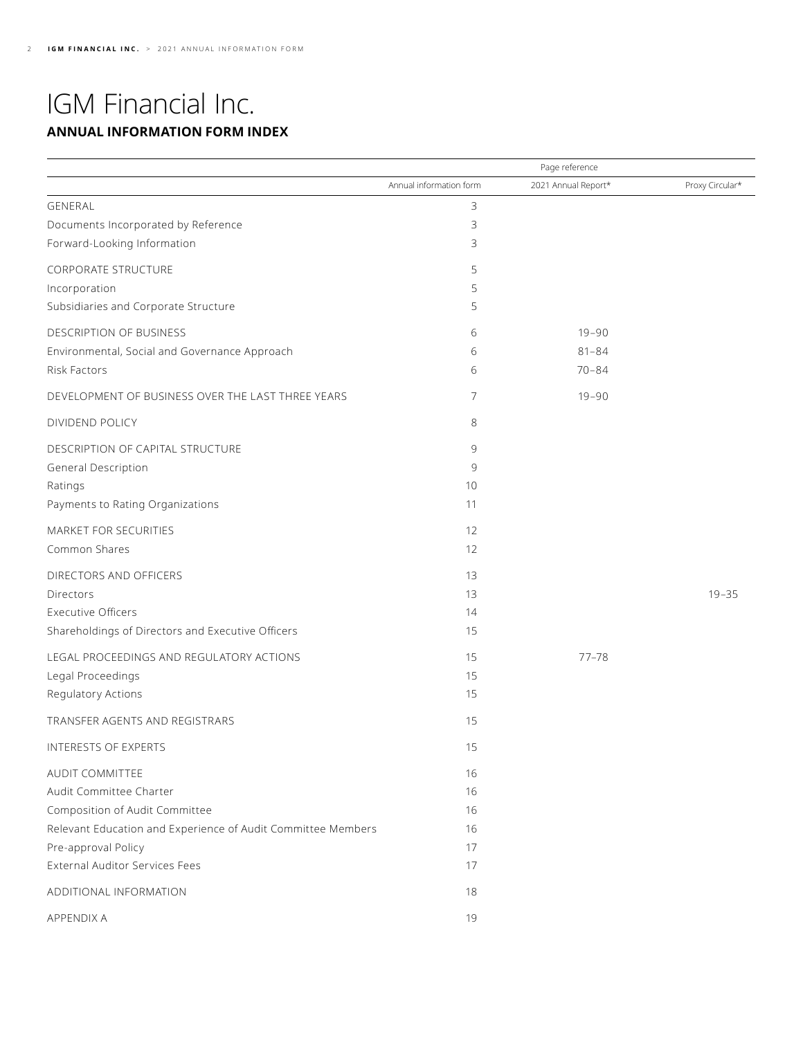# IGM Financial Inc.

**ANNUAL INFORMATION FORM INDEX**

| | Page reference | | |
|---|---|---|---|
| | Annual information form | 2021 Annual Report* | Proxy Circular* |
| GENERAL | 3 | | |
| Documents Incorporated by Reference | 3 | | |
| Forward-Looking Information | 3 | | |
| CORPORATE STRUCTURE | 5 | | |
| Incorporation | 5 | | |
| Subsidiaries and Corporate Structure | 5 | | |
| DESCRIPTION OF BUSINESS | 6 | 19–90 | |
| Environmental, Social and Governance Approach | 6 | 81–84 | |
| Risk Factors | 6 | 70–84 | |
| DEVELOPMENT OF BUSINESS OVER THE LAST THREE YEARS | 7 | 19–90 | |
| DIVIDEND POLICY | 8 | | |
| DESCRIPTION OF CAPITAL STRUCTURE | 9 | | |
| General Description | 9 | | |
| Ratings | 10 | | |
| Payments to Rating Organizations | 11 | | |
| MARKET FOR SECURITIES | 12 | | |
| Common Shares | 12 | | |
| DIRECTORS AND OFFICERS | 13 | | |
| Directors | 13 | | 19–35 |
| Executive Officers | 14 | | |
| Shareholdings of Directors and Executive Officers | 15 | | |
| LEGAL PROCEEDINGS AND REGULATORY ACTIONS | 15 | 77–78 | |
| Legal Proceedings | 15 | | |
| Regulatory Actions | 15 | | |
| TRANSFER AGENTS AND REGISTRARS | 15 | | |
| INTERESTS OF EXPERTS | 15 | | |
| AUDIT COMMITTEE | 16 | | |
| Audit Committee Charter | 16 | | |
| Composition of Audit Committee | 16 | | |
| Relevant Education and Experience of Audit Committee Members | 16 | | |
| Pre-approval Policy | 17 | | |
| External Auditor Services Fees | 17 | | |
| ADDITIONAL INFORMATION | 18 | | |
| APPENDIX A | 19 | | |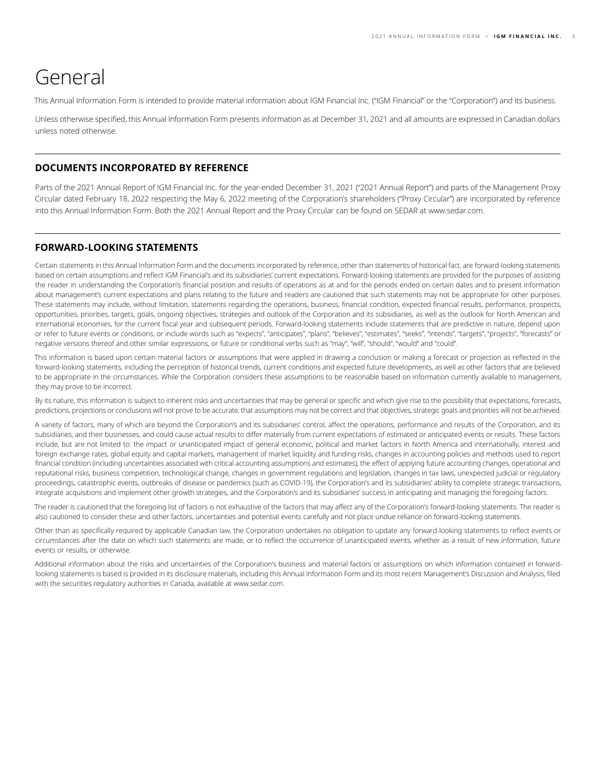# General

This Annual Information Form is intended to provide material information about IGM Financial Inc. ("IGM Financial" or the "Corporation") and its business.

Unless otherwise specified, this Annual Information Form presents information as at December 31, 2021 and all amounts are expressed in Canadian dollars unless noted otherwise.

## DOCUMENTS INCORPORATED BY REFERENCE

Parts of the 2021 Annual Report of IGM Financial Inc. for the year-ended December 31, 2021 ("2021 Annual Report") and parts of the Management Proxy Circular dated February 18, 2022 respecting the May 6, 2022 meeting of the Corporation's shareholders ("Proxy Circular") are incorporated by reference into this Annual Information Form. Both the 2021 Annual Report and the Proxy Circular can be found on SEDAR at www.sedar.com.

## FORWARD-LOOKING STATEMENTS

Certain statements in this Annual Information Form and the documents incorporated by reference, other than statements of historical fact, are forward-looking statements based on certain assumptions and reflect IGM Financial's and its subsidiaries' current expectations. Forward-looking statements are provided for the purposes of assisting the reader in understanding the Corporation's financial position and results of operations as at and for the periods ended on certain dates and to present information about management's current expectations and plans relating to the future and readers are cautioned that such statements may not be appropriate for other purposes. These statements may include, without limitation, statements regarding the operations, business, financial condition, expected financial results, performance, prospects, opportunities, priorities, targets, goals, ongoing objectives, strategies and outlook of the Corporation and its subsidiaries, as well as the outlook for North American and international economies, for the current fiscal year and subsequent periods. Forward-looking statements include statements that are predictive in nature, depend upon or refer to future events or conditions, or include words such as "expects", "anticipates", "plans", "believes", "estimates", "seeks", "intends", "targets", "projects", "forecasts" or negative versions thereof and other similar expressions, or future or conditional verbs such as "may", "will", "should", "would" and "could".

This information is based upon certain material factors or assumptions that were applied in drawing a conclusion or making a forecast or projection as reflected in the forward-looking statements, including the perception of historical trends, current conditions and expected future developments, as well as other factors that are believed to be appropriate in the circumstances. While the Corporation considers these assumptions to be reasonable based on information currently available to management, they may prove to be incorrect.

By its nature, this information is subject to inherent risks and uncertainties that may be general or specific and which give rise to the possibility that expectations, forecasts, predictions, projections or conclusions will not prove to be accurate, that assumptions may not be correct and that objectives, strategic goals and priorities will not be achieved.

A variety of factors, many of which are beyond the Corporation's and its subsidiaries' control, affect the operations, performance and results of the Corporation, and its subsidiaries, and their businesses, and could cause actual results to differ materially from current expectations of estimated or anticipated events or results. These factors include, but are not limited to: the impact or unanticipated impact of general economic, political and market factors in North America and internationally, interest and foreign exchange rates, global equity and capital markets, management of market liquidity and funding risks, changes in accounting policies and methods used to report financial condition (including uncertainties associated with critical accounting assumptions and estimates), the effect of applying future accounting changes, operational and reputational risks, business competition, technological change, changes in government regulations and legislation, changes in tax laws, unexpected judicial or regulatory proceedings, catastrophic events, outbreaks of disease or pandemics (such as COVID-19), the Corporation's and its subsidiaries' ability to complete strategic transactions, integrate acquisitions and implement other growth strategies, and the Corporation's and its subsidiaries' success in anticipating and managing the foregoing factors.

The reader is cautioned that the foregoing list of factors is not exhaustive of the factors that may affect any of the Corporation's forward-looking statements. The reader is also cautioned to consider these and other factors, uncertainties and potential events carefully and not place undue reliance on forward-looking statements.

Other than as specifically required by applicable Canadian law, the Corporation undertakes no obligation to update any forward-looking statements to reflect events or circumstances after the date on which such statements are made, or to reflect the occurrence of unanticipated events, whether as a result of new information, future events or results, or otherwise.

Additional information about the risks and uncertainties of the Corporation's business and material factors or assumptions on which information contained in forward-looking statements is based is provided in its disclosure materials, including this Annual Information Form and its most recent Management's Discussion and Analysis, filed with the securities regulatory authorities in Canada, available at www.sedar.com.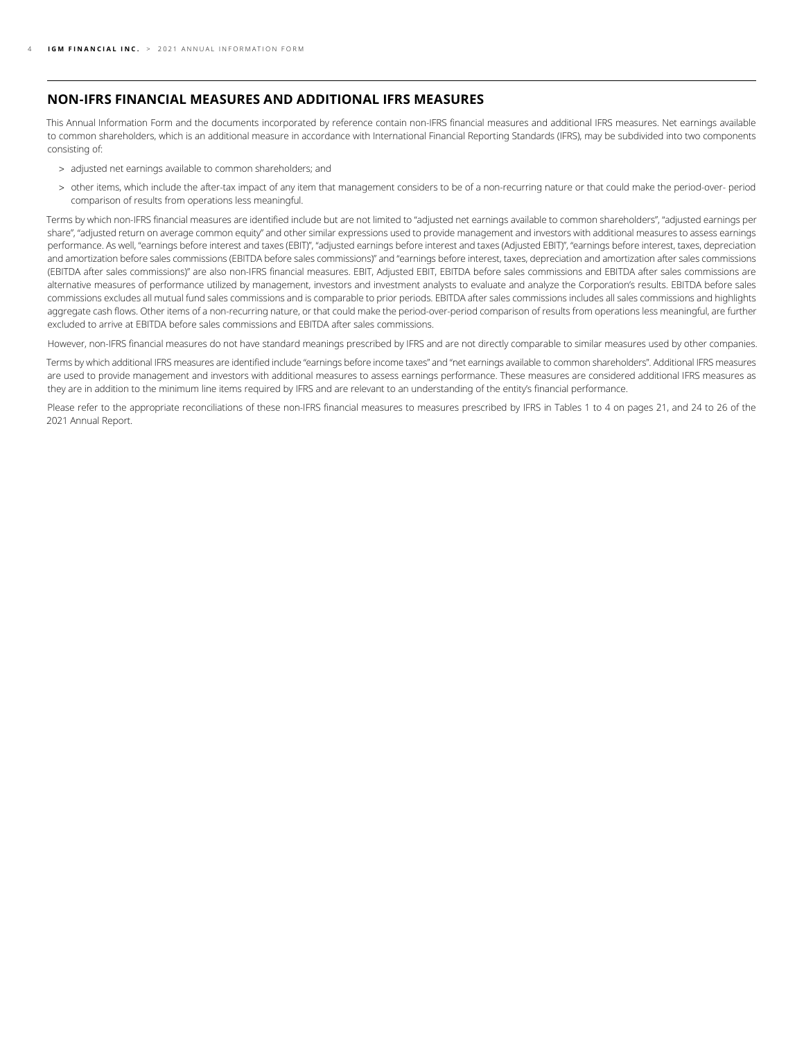## NON-IFRS FINANCIAL MEASURES AND ADDITIONAL IFRS MEASURES

This Annual Information Form and the documents incorporated by reference contain non-IFRS financial measures and additional IFRS measures. Net earnings available to common shareholders, which is an additional measure in accordance with International Financial Reporting Standards (IFRS), may be subdivided into two components consisting of:

> adjusted net earnings available to common shareholders; and

> other items, which include the after-tax impact of any item that management considers to be of a non-recurring nature or that could make the period-over- period comparison of results from operations less meaningful.

Terms by which non-IFRS financial measures are identified include but are not limited to "adjusted net earnings available to common shareholders", "adjusted earnings per share", "adjusted return on average common equity" and other similar expressions used to provide management and investors with additional measures to assess earnings performance. As well, "earnings before interest and taxes (EBIT)", "adjusted earnings before interest and taxes (Adjusted EBIT)", "earnings before interest, taxes, depreciation and amortization before sales commissions (EBITDA before sales commissions)" and "earnings before interest, taxes, depreciation and amortization after sales commissions (EBITDA after sales commissions)" are also non-IFRS financial measures. EBIT, Adjusted EBIT, EBITDA before sales commissions and EBITDA after sales commissions are alternative measures of performance utilized by management, investors and investment analysts to evaluate and analyze the Corporation's results. EBITDA before sales commissions excludes all mutual fund sales commissions and is comparable to prior periods. EBITDA after sales commissions includes all sales commissions and highlights aggregate cash flows. Other items of a non-recurring nature, or that could make the period-over-period comparison of results from operations less meaningful, are further excluded to arrive at EBITDA before sales commissions and EBITDA after sales commissions.

However, non-IFRS financial measures do not have standard meanings prescribed by IFRS and are not directly comparable to similar measures used by other companies.

Terms by which additional IFRS measures are identified include "earnings before income taxes" and "net earnings available to common shareholders". Additional IFRS measures are used to provide management and investors with additional measures to assess earnings performance. These measures are considered additional IFRS measures as they are in addition to the minimum line items required by IFRS and are relevant to an understanding of the entity's financial performance.

Please refer to the appropriate reconciliations of these non-IFRS financial measures to measures prescribed by IFRS in Tables 1 to 4 on pages 21, and 24 to 26 of the 2021 Annual Report.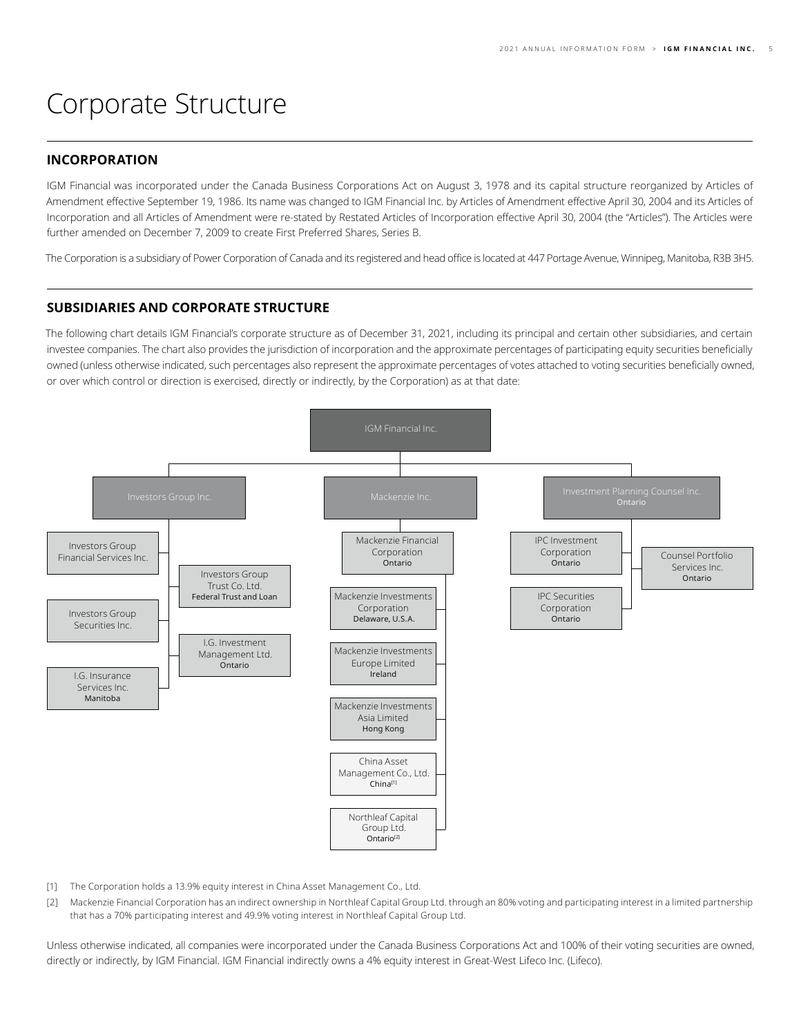# Corporate Structure

## INCORPORATION

IGM Financial was incorporated under the Canada Business Corporations Act on August 3, 1978 and its capital structure reorganized by Articles of Amendment effective September 19, 1986. Its name was changed to IGM Financial Inc. by Articles of Amendment effective April 30, 2004 and its Articles of Incorporation and all Articles of Amendment were re-stated by Restated Articles of Incorporation effective April 30, 2004 (the "Articles"). The Articles were further amended on December 7, 2009 to create First Preferred Shares, Series B.

The Corporation is a subsidiary of Power Corporation of Canada and its registered and head office is located at 447 Portage Avenue, Winnipeg, Manitoba, R3B 3H5.

## SUBSIDIARIES AND CORPORATE STRUCTURE

The following chart details IGM Financial's corporate structure as of December 31, 2021, including its principal and certain other subsidiaries, and certain investee companies. The chart also provides the jurisdiction of incorporation and the approximate percentages of participating equity securities beneficially owned (unless otherwise indicated, such percentages also represent the approximate percentages of votes attached to voting securities beneficially owned, or over which control or direction is exercised, directly or indirectly, by the Corporation) as at that date:

- IGM Financial Inc.
  - Investors Group Inc.
    - Investors Group Financial Services Inc.
    - Investors Group Trust Co. Ltd. — Federal Trust and Loan
    - Investors Group Securities Inc.
    - I.G. Investment Management Ltd. — Ontario
    - I.G. Insurance Services Inc. — Manitoba
  - Mackenzie Inc.
    - Mackenzie Financial Corporation — Ontario
      - Mackenzie Investments Corporation — Delaware, U.S.A.
      - Mackenzie Investments Europe Limited — Ireland
      - Mackenzie Investments Asia Limited — Hong Kong
      - China Asset Management Co., Ltd. — China[1]
      - Northleaf Capital Group Ltd. — Ontario[2]
  - Investment Planning Counsel Inc. — Ontario
    - IPC Investment Corporation — Ontario
    - IPC Securities Corporation — Ontario
    - Counsel Portfolio Services Inc. — Ontario

[1] The Corporation holds a 13.9% equity interest in China Asset Management Co., Ltd.

[2] Mackenzie Financial Corporation has an indirect ownership in Northleaf Capital Group Ltd. through an 80% voting and participating interest in a limited partnership that has a 70% participating interest and 49.9% voting interest in Northleaf Capital Group Ltd.

Unless otherwise indicated, all companies were incorporated under the Canada Business Corporations Act and 100% of their voting securities are owned, directly or indirectly, by IGM Financial. IGM Financial indirectly owns a 4% equity interest in Great-West Lifeco Inc. (Lifeco).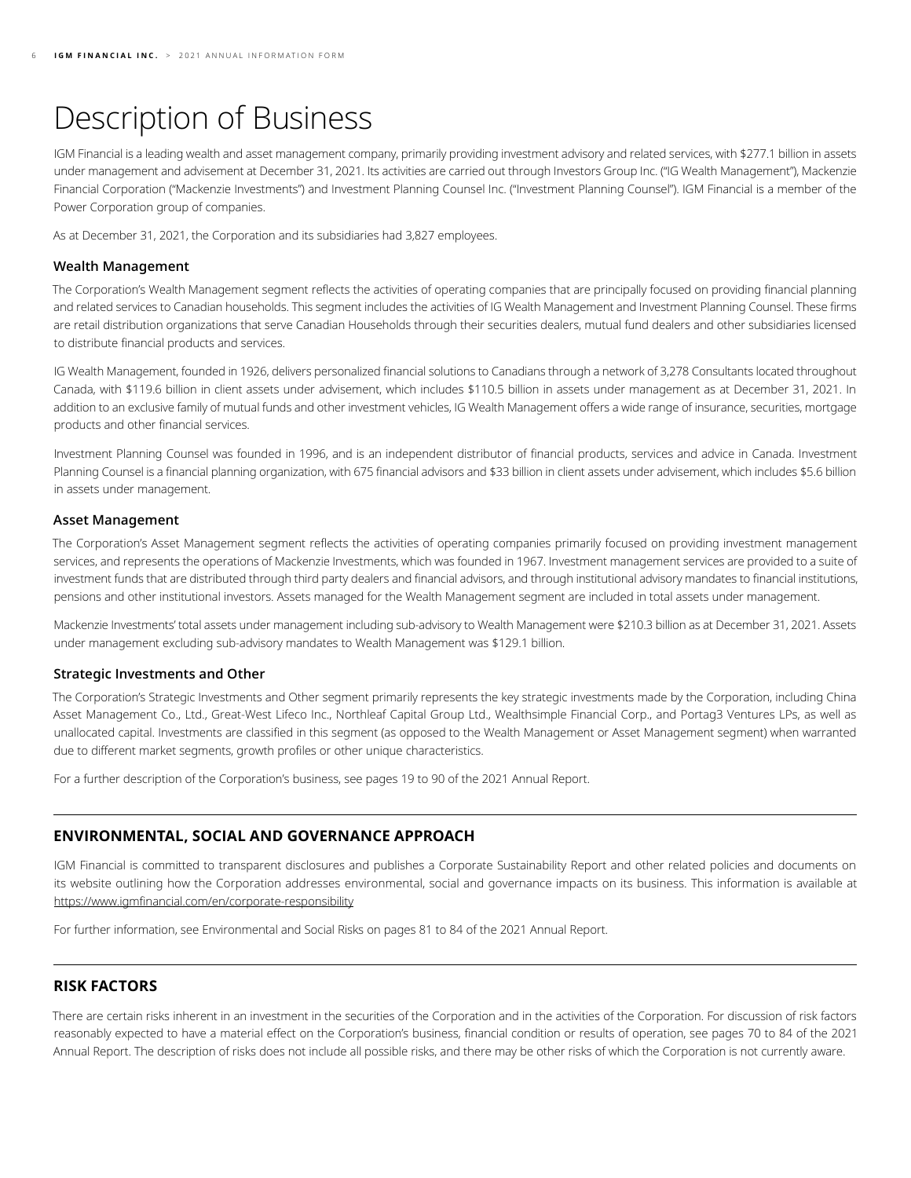# Description of Business

IGM Financial is a leading wealth and asset management company, primarily providing investment advisory and related services, with $277.1 billion in assets under management and advisement at December 31, 2021. Its activities are carried out through Investors Group Inc. ("IG Wealth Management"), Mackenzie Financial Corporation ("Mackenzie Investments") and Investment Planning Counsel Inc. ("Investment Planning Counsel"). IGM Financial is a member of the Power Corporation group of companies.

As at December 31, 2021, the Corporation and its subsidiaries had 3,827 employees.

### Wealth Management

The Corporation's Wealth Management segment reflects the activities of operating companies that are principally focused on providing financial planning and related services to Canadian households. This segment includes the activities of IG Wealth Management and Investment Planning Counsel. These firms are retail distribution organizations that serve Canadian Households through their securities dealers, mutual fund dealers and other subsidiaries licensed to distribute financial products and services.

IG Wealth Management, founded in 1926, delivers personalized financial solutions to Canadians through a network of 3,278 Consultants located throughout Canada, with $119.6 billion in client assets under advisement, which includes $110.5 billion in assets under management as at December 31, 2021. In addition to an exclusive family of mutual funds and other investment vehicles, IG Wealth Management offers a wide range of insurance, securities, mortgage products and other financial services.

Investment Planning Counsel was founded in 1996, and is an independent distributor of financial products, services and advice in Canada. Investment Planning Counsel is a financial planning organization, with 675 financial advisors and $33 billion in client assets under advisement, which includes $5.6 billion in assets under management.

### Asset Management

The Corporation's Asset Management segment reflects the activities of operating companies primarily focused on providing investment management services, and represents the operations of Mackenzie Investments, which was founded in 1967. Investment management services are provided to a suite of investment funds that are distributed through third party dealers and financial advisors, and through institutional advisory mandates to financial institutions, pensions and other institutional investors. Assets managed for the Wealth Management segment are included in total assets under management.

Mackenzie Investments' total assets under management including sub-advisory to Wealth Management were $210.3 billion as at December 31, 2021. Assets under management excluding sub-advisory mandates to Wealth Management was $129.1 billion.

### Strategic Investments and Other

The Corporation's Strategic Investments and Other segment primarily represents the key strategic investments made by the Corporation, including China Asset Management Co., Ltd., Great-West Lifeco Inc., Northleaf Capital Group Ltd., Wealthsimple Financial Corp., and Portag3 Ventures LPs, as well as unallocated capital. Investments are classified in this segment (as opposed to the Wealth Management or Asset Management segment) when warranted due to different market segments, growth profiles or other unique characteristics.

For a further description of the Corporation's business, see pages 19 to 90 of the 2021 Annual Report.

## ENVIRONMENTAL, SOCIAL AND GOVERNANCE APPROACH

IGM Financial is committed to transparent disclosures and publishes a Corporate Sustainability Report and other related policies and documents on its website outlining how the Corporation addresses environmental, social and governance impacts on its business. This information is available at https://www.igmfinancial.com/en/corporate-responsibility

For further information, see Environmental and Social Risks on pages 81 to 84 of the 2021 Annual Report.

## RISK FACTORS

There are certain risks inherent in an investment in the securities of the Corporation and in the activities of the Corporation. For discussion of risk factors reasonably expected to have a material effect on the Corporation's business, financial condition or results of operation, see pages 70 to 84 of the 2021 Annual Report. The description of risks does not include all possible risks, and there may be other risks of which the Corporation is not currently aware.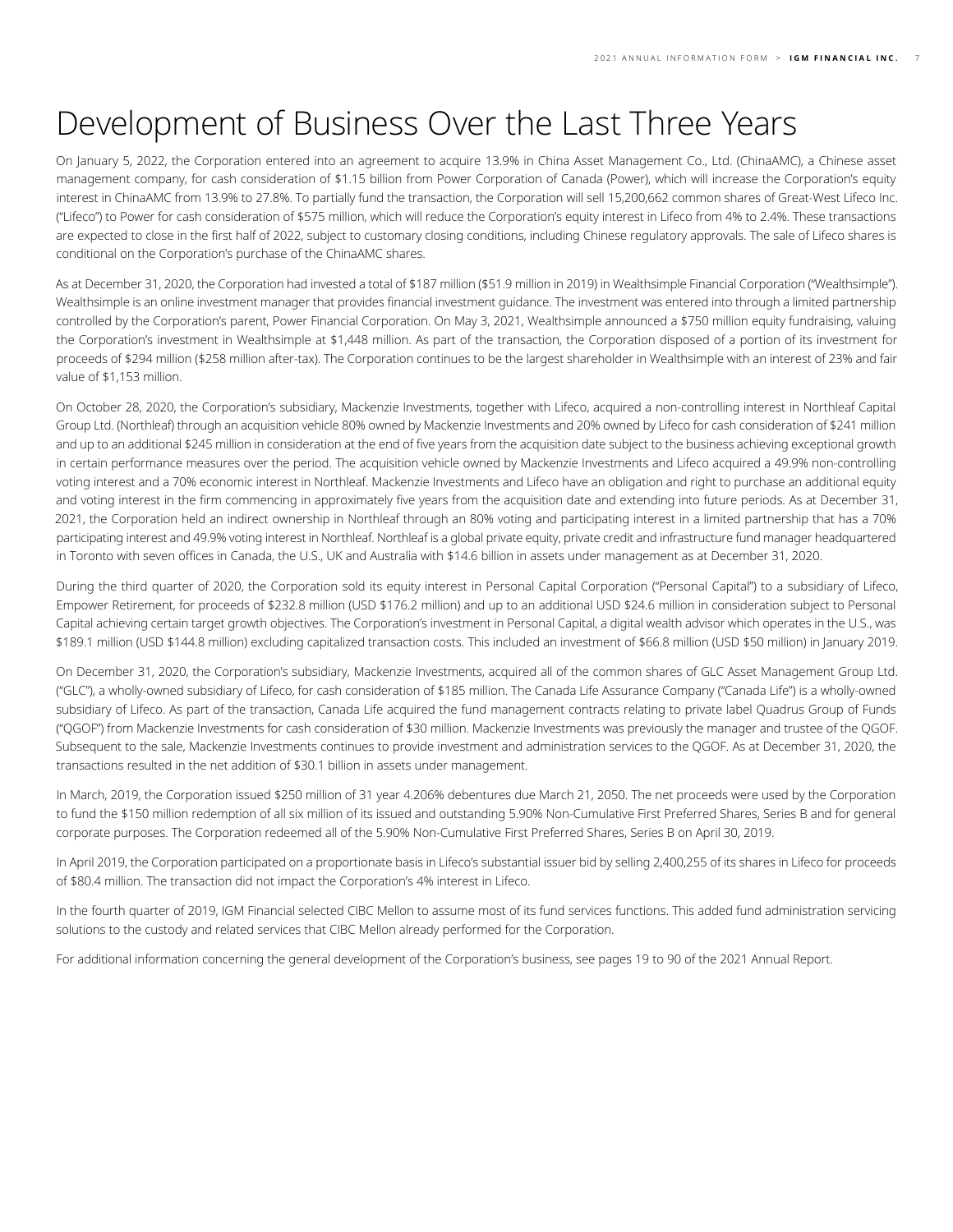# Development of Business Over the Last Three Years

On January 5, 2022, the Corporation entered into an agreement to acquire 13.9% in China Asset Management Co., Ltd. (ChinaAMC), a Chinese asset management company, for cash consideration of $1.15 billion from Power Corporation of Canada (Power), which will increase the Corporation's equity interest in ChinaAMC from 13.9% to 27.8%. To partially fund the transaction, the Corporation will sell 15,200,662 common shares of Great-West Lifeco Inc. ("Lifeco") to Power for cash consideration of $575 million, which will reduce the Corporation's equity interest in Lifeco from 4% to 2.4%. These transactions are expected to close in the first half of 2022, subject to customary closing conditions, including Chinese regulatory approvals. The sale of Lifeco shares is conditional on the Corporation's purchase of the ChinaAMC shares.

As at December 31, 2020, the Corporation had invested a total of $187 million ($51.9 million in 2019) in Wealthsimple Financial Corporation ("Wealthsimple"). Wealthsimple is an online investment manager that provides financial investment guidance. The investment was entered into through a limited partnership controlled by the Corporation's parent, Power Financial Corporation. On May 3, 2021, Wealthsimple announced a $750 million equity fundraising, valuing the Corporation's investment in Wealthsimple at $1,448 million. As part of the transaction, the Corporation disposed of a portion of its investment for proceeds of $294 million ($258 million after-tax). The Corporation continues to be the largest shareholder in Wealthsimple with an interest of 23% and fair value of $1,153 million.

On October 28, 2020, the Corporation's subsidiary, Mackenzie Investments, together with Lifeco, acquired a non-controlling interest in Northleaf Capital Group Ltd. (Northleaf) through an acquisition vehicle 80% owned by Mackenzie Investments and 20% owned by Lifeco for cash consideration of $241 million and up to an additional $245 million in consideration at the end of five years from the acquisition date subject to the business achieving exceptional growth in certain performance measures over the period. The acquisition vehicle owned by Mackenzie Investments and Lifeco acquired a 49.9% non-controlling voting interest and a 70% economic interest in Northleaf. Mackenzie Investments and Lifeco have an obligation and right to purchase an additional equity and voting interest in the firm commencing in approximately five years from the acquisition date and extending into future periods. As at December 31, 2021, the Corporation held an indirect ownership in Northleaf through an 80% voting and participating interest in a limited partnership that has a 70% participating interest and 49.9% voting interest in Northleaf. Northleaf is a global private equity, private credit and infrastructure fund manager headquartered in Toronto with seven offices in Canada, the U.S., UK and Australia with $14.6 billion in assets under management as at December 31, 2020.

During the third quarter of 2020, the Corporation sold its equity interest in Personal Capital Corporation ("Personal Capital") to a subsidiary of Lifeco, Empower Retirement, for proceeds of $232.8 million (USD $176.2 million) and up to an additional USD $24.6 million in consideration subject to Personal Capital achieving certain target growth objectives. The Corporation's investment in Personal Capital, a digital wealth advisor which operates in the U.S., was $189.1 million (USD $144.8 million) excluding capitalized transaction costs. This included an investment of $66.8 million (USD $50 million) in January 2019.

On December 31, 2020, the Corporation's subsidiary, Mackenzie Investments, acquired all of the common shares of GLC Asset Management Group Ltd. ("GLC"), a wholly-owned subsidiary of Lifeco, for cash consideration of $185 million. The Canada Life Assurance Company ("Canada Life") is a wholly-owned subsidiary of Lifeco. As part of the transaction, Canada Life acquired the fund management contracts relating to private label Quadrus Group of Funds ("QGOF") from Mackenzie Investments for cash consideration of $30 million. Mackenzie Investments was previously the manager and trustee of the QGOF. Subsequent to the sale, Mackenzie Investments continues to provide investment and administration services to the QGOF. As at December 31, 2020, the transactions resulted in the net addition of $30.1 billion in assets under management.

In March, 2019, the Corporation issued $250 million of 31 year 4.206% debentures due March 21, 2050. The net proceeds were used by the Corporation to fund the $150 million redemption of all six million of its issued and outstanding 5.90% Non-Cumulative First Preferred Shares, Series B and for general corporate purposes. The Corporation redeemed all of the 5.90% Non-Cumulative First Preferred Shares, Series B on April 30, 2019.

In April 2019, the Corporation participated on a proportionate basis in Lifeco's substantial issuer bid by selling 2,400,255 of its shares in Lifeco for proceeds of $80.4 million. The transaction did not impact the Corporation's 4% interest in Lifeco.

In the fourth quarter of 2019, IGM Financial selected CIBC Mellon to assume most of its fund services functions. This added fund administration servicing solutions to the custody and related services that CIBC Mellon already performed for the Corporation.

For additional information concerning the general development of the Corporation's business, see pages 19 to 90 of the 2021 Annual Report.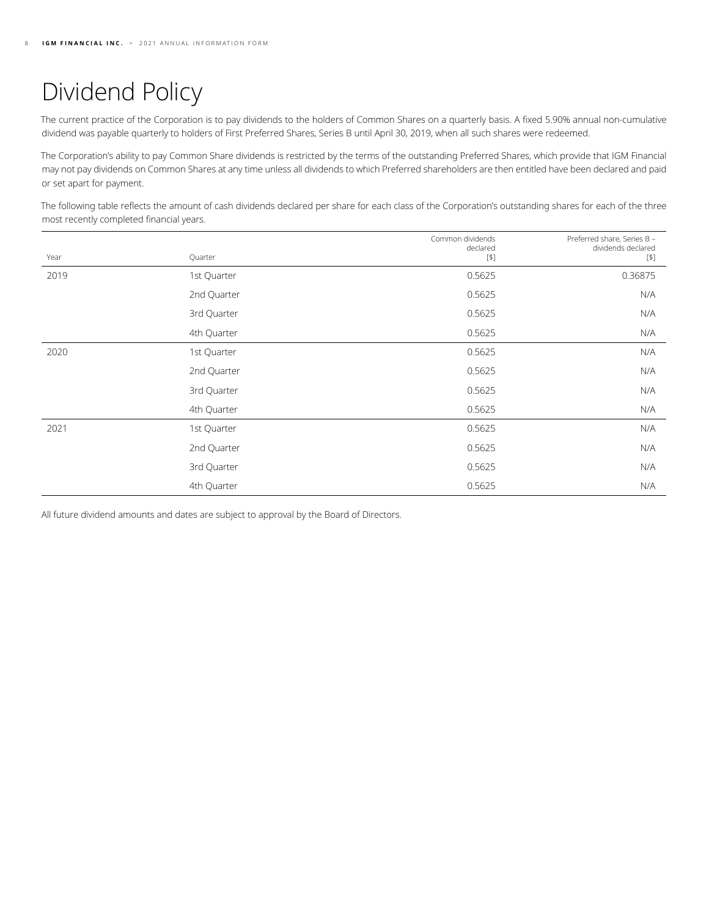# Dividend Policy

The current practice of the Corporation is to pay dividends to the holders of Common Shares on a quarterly basis. A fixed 5.90% annual non-cumulative dividend was payable quarterly to holders of First Preferred Shares, Series B until April 30, 2019, when all such shares were redeemed.

The Corporation's ability to pay Common Share dividends is restricted by the terms of the outstanding Preferred Shares, which provide that IGM Financial may not pay dividends on Common Shares at any time unless all dividends to which Preferred shareholders are then entitled have been declared and paid or set apart for payment.

The following table reflects the amount of cash dividends declared per share for each class of the Corporation's outstanding shares for each of the three most recently completed financial years.

| Year | Quarter | Common dividends declared [$] | Preferred share, Series B – dividends declared [$] |
|---|---|---|---|
| 2019 | 1st Quarter | 0.5625 | 0.36875 |
| | 2nd Quarter | 0.5625 | N/A |
| | 3rd Quarter | 0.5625 | N/A |
| | 4th Quarter | 0.5625 | N/A |
| 2020 | 1st Quarter | 0.5625 | N/A |
| | 2nd Quarter | 0.5625 | N/A |
| | 3rd Quarter | 0.5625 | N/A |
| | 4th Quarter | 0.5625 | N/A |
| 2021 | 1st Quarter | 0.5625 | N/A |
| | 2nd Quarter | 0.5625 | N/A |
| | 3rd Quarter | 0.5625 | N/A |
| | 4th Quarter | 0.5625 | N/A |

All future dividend amounts and dates are subject to approval by the Board of Directors.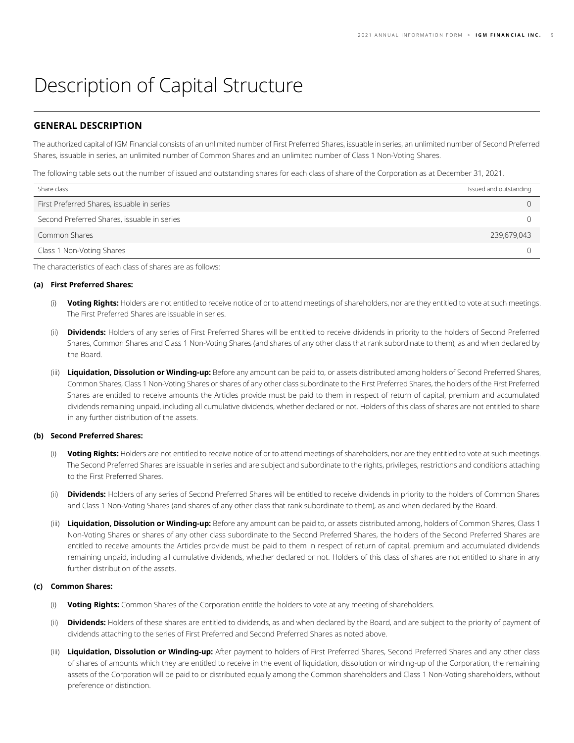# Description of Capital Structure

## GENERAL DESCRIPTION

The authorized capital of IGM Financial consists of an unlimited number of First Preferred Shares, issuable in series, an unlimited number of Second Preferred Shares, issuable in series, an unlimited number of Common Shares and an unlimited number of Class 1 Non-Voting Shares.

The following table sets out the number of issued and outstanding shares for each class of share of the Corporation as at December 31, 2021.

| Share class | Issued and outstanding |
|---|---|
| First Preferred Shares, issuable in series | 0 |
| Second Preferred Shares, issuable in series | 0 |
| Common Shares | 239,679,043 |
| Class 1 Non-Voting Shares | 0 |

The characteristics of each class of shares are as follows:

**(a) First Preferred Shares:**

(i) **Voting Rights:** Holders are not entitled to receive notice of or to attend meetings of shareholders, nor are they entitled to vote at such meetings. The First Preferred Shares are issuable in series.

(ii) **Dividends:** Holders of any series of First Preferred Shares will be entitled to receive dividends in priority to the holders of Second Preferred Shares, Common Shares and Class 1 Non-Voting Shares (and shares of any other class that rank subordinate to them), as and when declared by the Board.

(iii) **Liquidation, Dissolution or Winding-up:** Before any amount can be paid to, or assets distributed among holders of Second Preferred Shares, Common Shares, Class 1 Non-Voting Shares or shares of any other class subordinate to the First Preferred Shares, the holders of the First Preferred Shares are entitled to receive amounts the Articles provide must be paid to them in respect of return of capital, premium and accumulated dividends remaining unpaid, including all cumulative dividends, whether declared or not. Holders of this class of shares are not entitled to share in any further distribution of the assets.

**(b) Second Preferred Shares:**

(i) **Voting Rights:** Holders are not entitled to receive notice of or to attend meetings of shareholders, nor are they entitled to vote at such meetings. The Second Preferred Shares are issuable in series and are subject and subordinate to the rights, privileges, restrictions and conditions attaching to the First Preferred Shares.

(ii) **Dividends:** Holders of any series of Second Preferred Shares will be entitled to receive dividends in priority to the holders of Common Shares and Class 1 Non-Voting Shares (and shares of any other class that rank subordinate to them), as and when declared by the Board.

(iii) **Liquidation, Dissolution or Winding-up:** Before any amount can be paid to, or assets distributed among, holders of Common Shares, Class 1 Non-Voting Shares or shares of any other class subordinate to the Second Preferred Shares, the holders of the Second Preferred Shares are entitled to receive amounts the Articles provide must be paid to them in respect of return of capital, premium and accumulated dividends remaining unpaid, including all cumulative dividends, whether declared or not. Holders of this class of shares are not entitled to share in any further distribution of the assets.

**(c) Common Shares:**

(i) **Voting Rights:** Common Shares of the Corporation entitle the holders to vote at any meeting of shareholders.

(ii) **Dividends:** Holders of these shares are entitled to dividends, as and when declared by the Board, and are subject to the priority of payment of dividends attaching to the series of First Preferred and Second Preferred Shares as noted above.

(iii) **Liquidation, Dissolution or Winding-up:** After payment to holders of First Preferred Shares, Second Preferred Shares and any other class of shares of amounts which they are entitled to receive in the event of liquidation, dissolution or winding-up of the Corporation, the remaining assets of the Corporation will be paid to or distributed equally among the Common shareholders and Class 1 Non-Voting shareholders, without preference or distinction.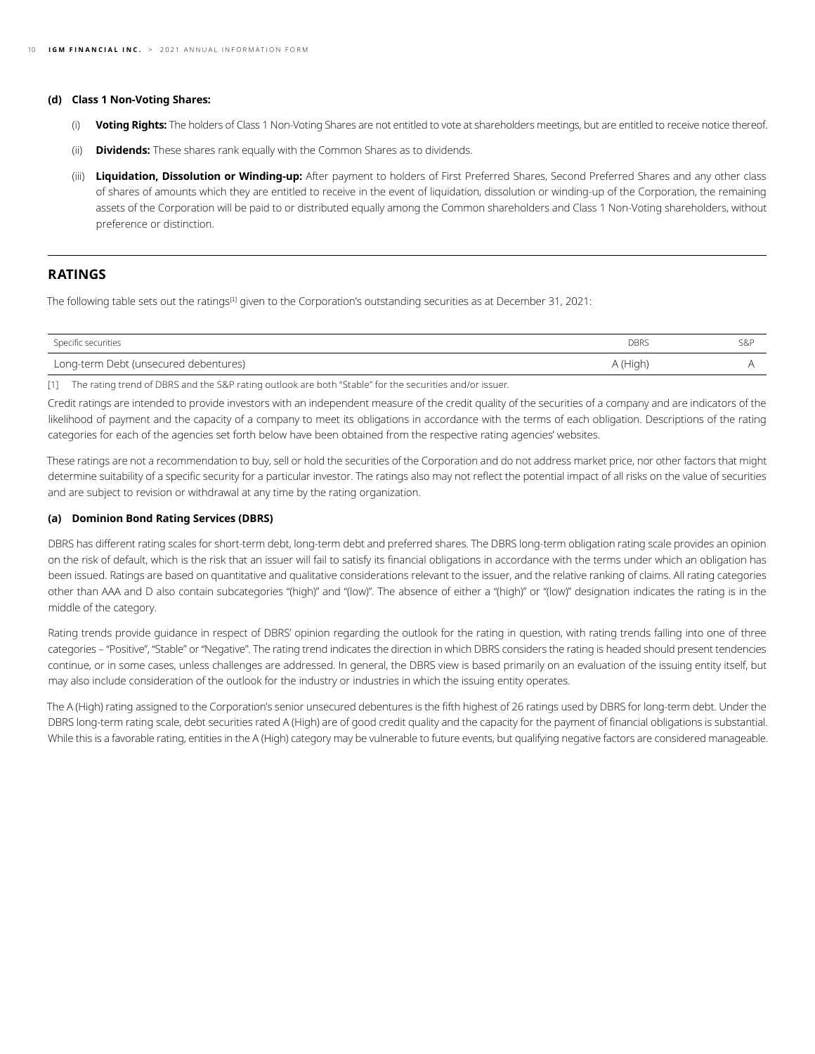**(d) Class 1 Non-Voting Shares:**

(i) **Voting Rights:** The holders of Class 1 Non-Voting Shares are not entitled to vote at shareholders meetings, but are entitled to receive notice thereof.

(ii) **Dividends:** These shares rank equally with the Common Shares as to dividends.

(iii) **Liquidation, Dissolution or Winding-up:** After payment to holders of First Preferred Shares, Second Preferred Shares and any other class of shares of amounts which they are entitled to receive in the event of liquidation, dissolution or winding-up of the Corporation, the remaining assets of the Corporation will be paid to or distributed equally among the Common shareholders and Class 1 Non-Voting shareholders, without preference or distinction.

## RATINGS

The following table sets out the ratings[1] given to the Corporation's outstanding securities as at December 31, 2021:

| Specific securities | DBRS | S&P |
|---|---|---|
| Long-term Debt (unsecured debentures) | A (High) | A |

[1] The rating trend of DBRS and the S&P rating outlook are both "Stable" for the securities and/or issuer.

Credit ratings are intended to provide investors with an independent measure of the credit quality of the securities of a company and are indicators of the likelihood of payment and the capacity of a company to meet its obligations in accordance with the terms of each obligation. Descriptions of the rating categories for each of the agencies set forth below have been obtained from the respective rating agencies' websites.

These ratings are not a recommendation to buy, sell or hold the securities of the Corporation and do not address market price, nor other factors that might determine suitability of a specific security for a particular investor. The ratings also may not reflect the potential impact of all risks on the value of securities and are subject to revision or withdrawal at any time by the rating organization.

**(a) Dominion Bond Rating Services (DBRS)**

DBRS has different rating scales for short-term debt, long-term debt and preferred shares. The DBRS long-term obligation rating scale provides an opinion on the risk of default, which is the risk that an issuer will fail to satisfy its financial obligations in accordance with the terms under which an obligation has been issued. Ratings are based on quantitative and qualitative considerations relevant to the issuer, and the relative ranking of claims. All rating categories other than AAA and D also contain subcategories "(high)" and "(low)". The absence of either a "(high)" or "(low)" designation indicates the rating is in the middle of the category.

Rating trends provide guidance in respect of DBRS' opinion regarding the outlook for the rating in question, with rating trends falling into one of three categories – "Positive", "Stable" or "Negative". The rating trend indicates the direction in which DBRS considers the rating is headed should present tendencies continue, or in some cases, unless challenges are addressed. In general, the DBRS view is based primarily on an evaluation of the issuing entity itself, but may also include consideration of the outlook for the industry or industries in which the issuing entity operates.

The A (High) rating assigned to the Corporation's senior unsecured debentures is the fifth highest of 26 ratings used by DBRS for long-term debt. Under the DBRS long-term rating scale, debt securities rated A (High) are of good credit quality and the capacity for the payment of financial obligations is substantial. While this is a favorable rating, entities in the A (High) category may be vulnerable to future events, but qualifying negative factors are considered manageable.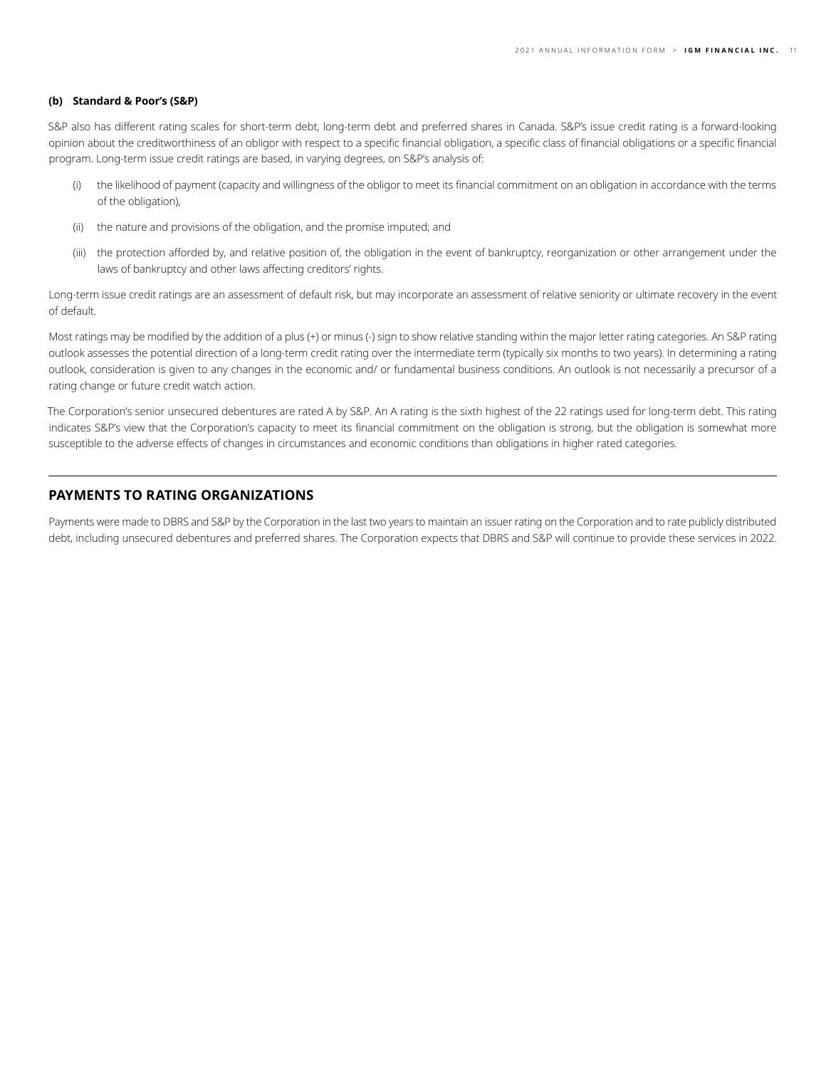**(b) Standard & Poor's (S&P)**

S&P also has different rating scales for short-term debt, long-term debt and preferred shares in Canada. S&P's issue credit rating is a forward-looking opinion about the creditworthiness of an obligor with respect to a specific financial obligation, a specific class of financial obligations or a specific financial program. Long-term issue credit ratings are based, in varying degrees, on S&P's analysis of:

(i) the likelihood of payment (capacity and willingness of the obligor to meet its financial commitment on an obligation in accordance with the terms of the obligation),

(ii) the nature and provisions of the obligation, and the promise imputed; and

(iii) the protection afforded by, and relative position of, the obligation in the event of bankruptcy, reorganization or other arrangement under the laws of bankruptcy and other laws affecting creditors' rights.

Long-term issue credit ratings are an assessment of default risk, but may incorporate an assessment of relative seniority or ultimate recovery in the event of default.

Most ratings may be modified by the addition of a plus (+) or minus (-) sign to show relative standing within the major letter rating categories. An S&P rating outlook assesses the potential direction of a long-term credit rating over the intermediate term (typically six months to two years). In determining a rating outlook, consideration is given to any changes in the economic and/ or fundamental business conditions. An outlook is not necessarily a precursor of a rating change or future credit watch action.

The Corporation's senior unsecured debentures are rated A by S&P. An A rating is the sixth highest of the 22 ratings used for long-term debt. This rating indicates S&P's view that the Corporation's capacity to meet its financial commitment on the obligation is strong, but the obligation is somewhat more susceptible to the adverse effects of changes in circumstances and economic conditions than obligations in higher rated categories.

## PAYMENTS TO RATING ORGANIZATIONS

Payments were made to DBRS and S&P by the Corporation in the last two years to maintain an issuer rating on the Corporation and to rate publicly distributed debt, including unsecured debentures and preferred shares. The Corporation expects that DBRS and S&P will continue to provide these services in 2022.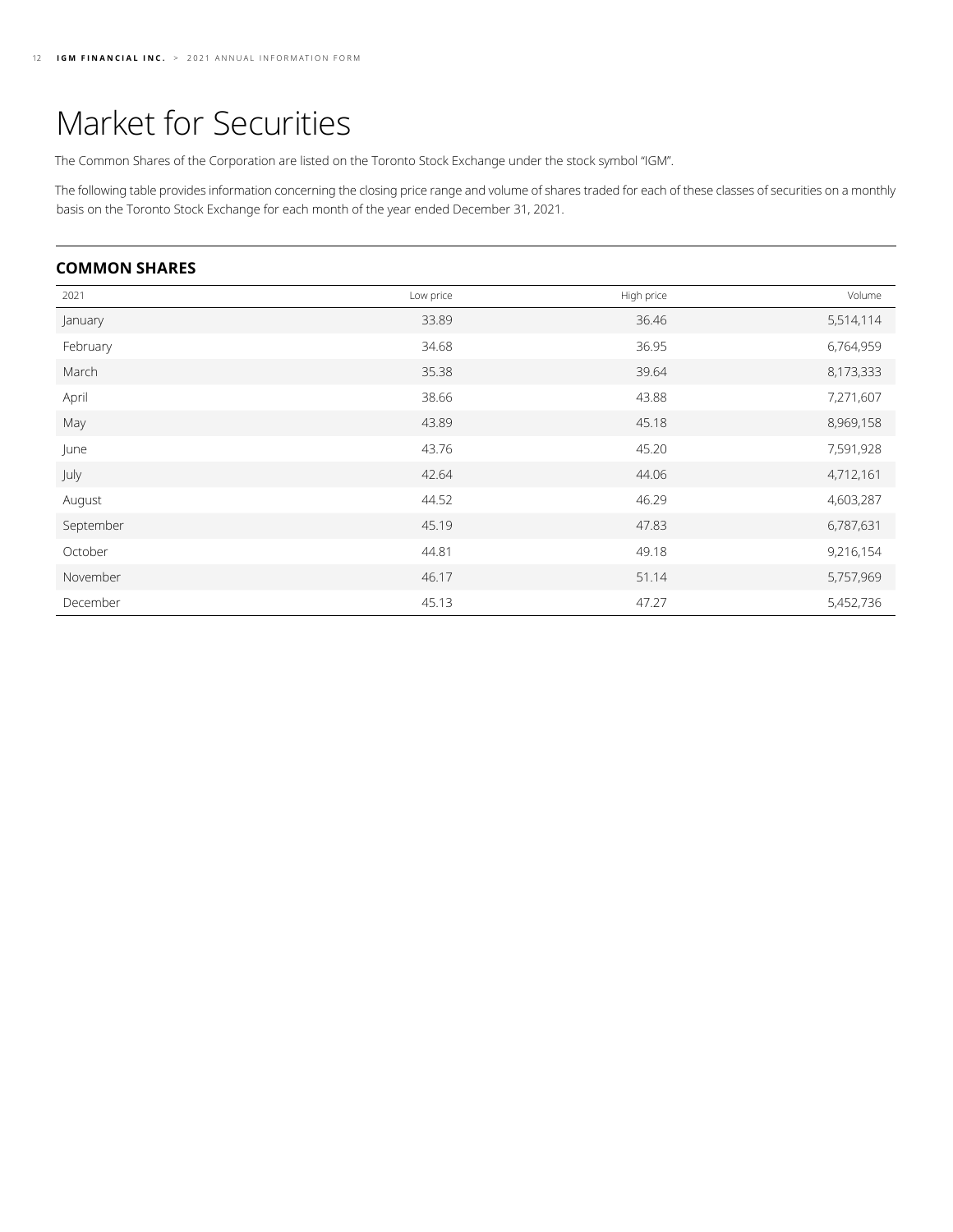# Market for Securities

The Common Shares of the Corporation are listed on the Toronto Stock Exchange under the stock symbol "IGM".

The following table provides information concerning the closing price range and volume of shares traded for each of these classes of securities on a monthly basis on the Toronto Stock Exchange for each month of the year ended December 31, 2021.

## COMMON SHARES

| 2021 | Low price | High price | Volume |
|---|---|---|---|
| January | 33.89 | 36.46 | 5,514,114 |
| February | 34.68 | 36.95 | 6,764,959 |
| March | 35.38 | 39.64 | 8,173,333 |
| April | 38.66 | 43.88 | 7,271,607 |
| May | 43.89 | 45.18 | 8,969,158 |
| June | 43.76 | 45.20 | 7,591,928 |
| July | 42.64 | 44.06 | 4,712,161 |
| August | 44.52 | 46.29 | 4,603,287 |
| September | 45.19 | 47.83 | 6,787,631 |
| October | 44.81 | 49.18 | 9,216,154 |
| November | 46.17 | 51.14 | 5,757,969 |
| December | 45.13 | 47.27 | 5,452,736 |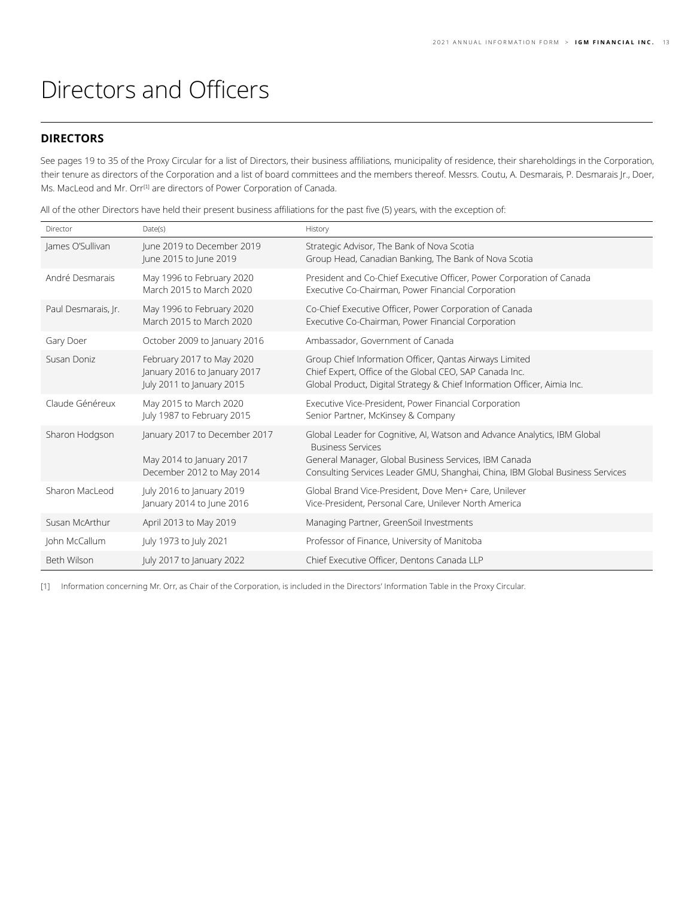# Directors and Officers

## DIRECTORS

See pages 19 to 35 of the Proxy Circular for a list of Directors, their business affiliations, municipality of residence, their shareholdings in the Corporation, their tenure as directors of the Corporation and a list of board committees and the members thereof. Messrs. Coutu, A. Desmarais, P. Desmarais Jr., Doer, Ms. MacLeod and Mr. Orr[1] are directors of Power Corporation of Canada.

All of the other Directors have held their present business affiliations for the past five (5) years, with the exception of:

| Director | Date(s) | History |
|---|---|---|
| James O'Sullivan | June 2019 to December 2019<br>June 2015 to June 2019 | Strategic Advisor, The Bank of Nova Scotia<br>Group Head, Canadian Banking, The Bank of Nova Scotia |
| André Desmarais | May 1996 to February 2020<br>March 2015 to March 2020 | President and Co-Chief Executive Officer, Power Corporation of Canada<br>Executive Co-Chairman, Power Financial Corporation |
| Paul Desmarais, Jr. | May 1996 to February 2020<br>March 2015 to March 2020 | Co-Chief Executive Officer, Power Corporation of Canada<br>Executive Co-Chairman, Power Financial Corporation |
| Gary Doer | October 2009 to January 2016 | Ambassador, Government of Canada |
| Susan Doniz | February 2017 to May 2020<br>January 2016 to January 2017<br>July 2011 to January 2015 | Group Chief Information Officer, Qantas Airways Limited<br>Chief Expert, Office of the Global CEO, SAP Canada Inc.<br>Global Product, Digital Strategy & Chief Information Officer, Aimia Inc. |
| Claude Généreux | May 2015 to March 2020<br>July 1987 to February 2015 | Executive Vice-President, Power Financial Corporation<br>Senior Partner, McKinsey & Company |
| Sharon Hodgson | January 2017 to December 2017<br>May 2014 to January 2017<br>December 2012 to May 2014 | Global Leader for Cognitive, AI, Watson and Advance Analytics, IBM Global Business Services<br>General Manager, Global Business Services, IBM Canada<br>Consulting Services Leader GMU, Shanghai, China, IBM Global Business Services |
| Sharon MacLeod | July 2016 to January 2019<br>January 2014 to June 2016 | Global Brand Vice-President, Dove Men+ Care, Unilever<br>Vice-President, Personal Care, Unilever North America |
| Susan McArthur | April 2013 to May 2019 | Managing Partner, GreenSoil Investments |
| John McCallum | July 1973 to July 2021 | Professor of Finance, University of Manitoba |
| Beth Wilson | July 2017 to January 2022 | Chief Executive Officer, Dentons Canada LLP |

[1] Information concerning Mr. Orr, as Chair of the Corporation, is included in the Directors' Information Table in the Proxy Circular.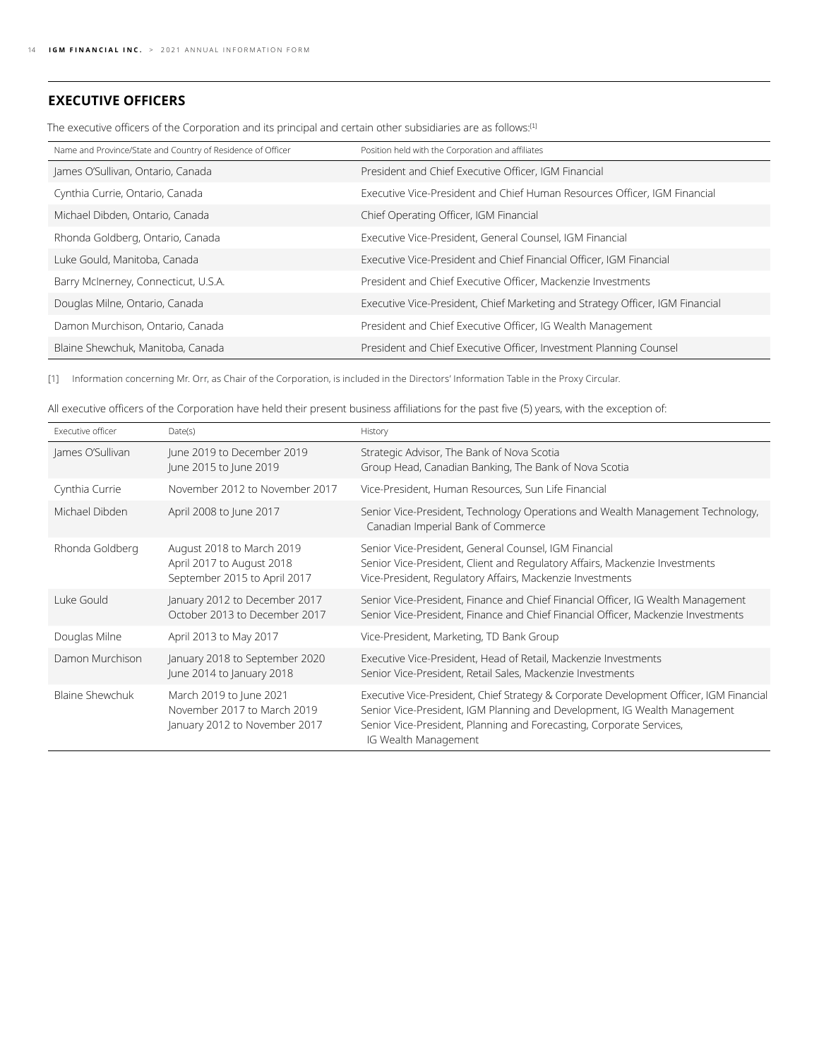## EXECUTIVE OFFICERS

The executive officers of the Corporation and its principal and certain other subsidiaries are as follows:[1]

| Name and Province/State and Country of Residence of Officer | Position held with the Corporation and affiliates |
|---|---|
| James O'Sullivan, Ontario, Canada | President and Chief Executive Officer, IGM Financial |
| Cynthia Currie, Ontario, Canada | Executive Vice-President and Chief Human Resources Officer, IGM Financial |
| Michael Dibden, Ontario, Canada | Chief Operating Officer, IGM Financial |
| Rhonda Goldberg, Ontario, Canada | Executive Vice-President, General Counsel, IGM Financial |
| Luke Gould, Manitoba, Canada | Executive Vice-President and Chief Financial Officer, IGM Financial |
| Barry McInerney, Connecticut, U.S.A. | President and Chief Executive Officer, Mackenzie Investments |
| Douglas Milne, Ontario, Canada | Executive Vice-President, Chief Marketing and Strategy Officer, IGM Financial |
| Damon Murchison, Ontario, Canada | President and Chief Executive Officer, IG Wealth Management |
| Blaine Shewchuk, Manitoba, Canada | President and Chief Executive Officer, Investment Planning Counsel |

[1] Information concerning Mr. Orr, as Chair of the Corporation, is included in the Directors' Information Table in the Proxy Circular.

All executive officers of the Corporation have held their present business affiliations for the past five (5) years, with the exception of:

| Executive officer | Date(s) | History |
|---|---|---|
| James O'Sullivan | June 2019 to December 2019<br>June 2015 to June 2019 | Strategic Advisor, The Bank of Nova Scotia<br>Group Head, Canadian Banking, The Bank of Nova Scotia |
| Cynthia Currie | November 2012 to November 2017 | Vice-President, Human Resources, Sun Life Financial |
| Michael Dibden | April 2008 to June 2017 | Senior Vice-President, Technology Operations and Wealth Management Technology, Canadian Imperial Bank of Commerce |
| Rhonda Goldberg | August 2018 to March 2019<br>April 2017 to August 2018<br>September 2015 to April 2017 | Senior Vice-President, General Counsel, IGM Financial<br>Senior Vice-President, Client and Regulatory Affairs, Mackenzie Investments<br>Vice-President, Regulatory Affairs, Mackenzie Investments |
| Luke Gould | January 2012 to December 2017<br>October 2013 to December 2017 | Senior Vice-President, Finance and Chief Financial Officer, IG Wealth Management<br>Senior Vice-President, Finance and Chief Financial Officer, Mackenzie Investments |
| Douglas Milne | April 2013 to May 2017 | Vice-President, Marketing, TD Bank Group |
| Damon Murchison | January 2018 to September 2020<br>June 2014 to January 2018 | Executive Vice-President, Head of Retail, Mackenzie Investments<br>Senior Vice-President, Retail Sales, Mackenzie Investments |
| Blaine Shewchuk | March 2019 to June 2021<br>November 2017 to March 2019<br>January 2012 to November 2017 | Executive Vice-President, Chief Strategy & Corporate Development Officer, IGM Financial<br>Senior Vice-President, IGM Planning and Development, IG Wealth Management<br>Senior Vice-President, Planning and Forecasting, Corporate Services, IG Wealth Management |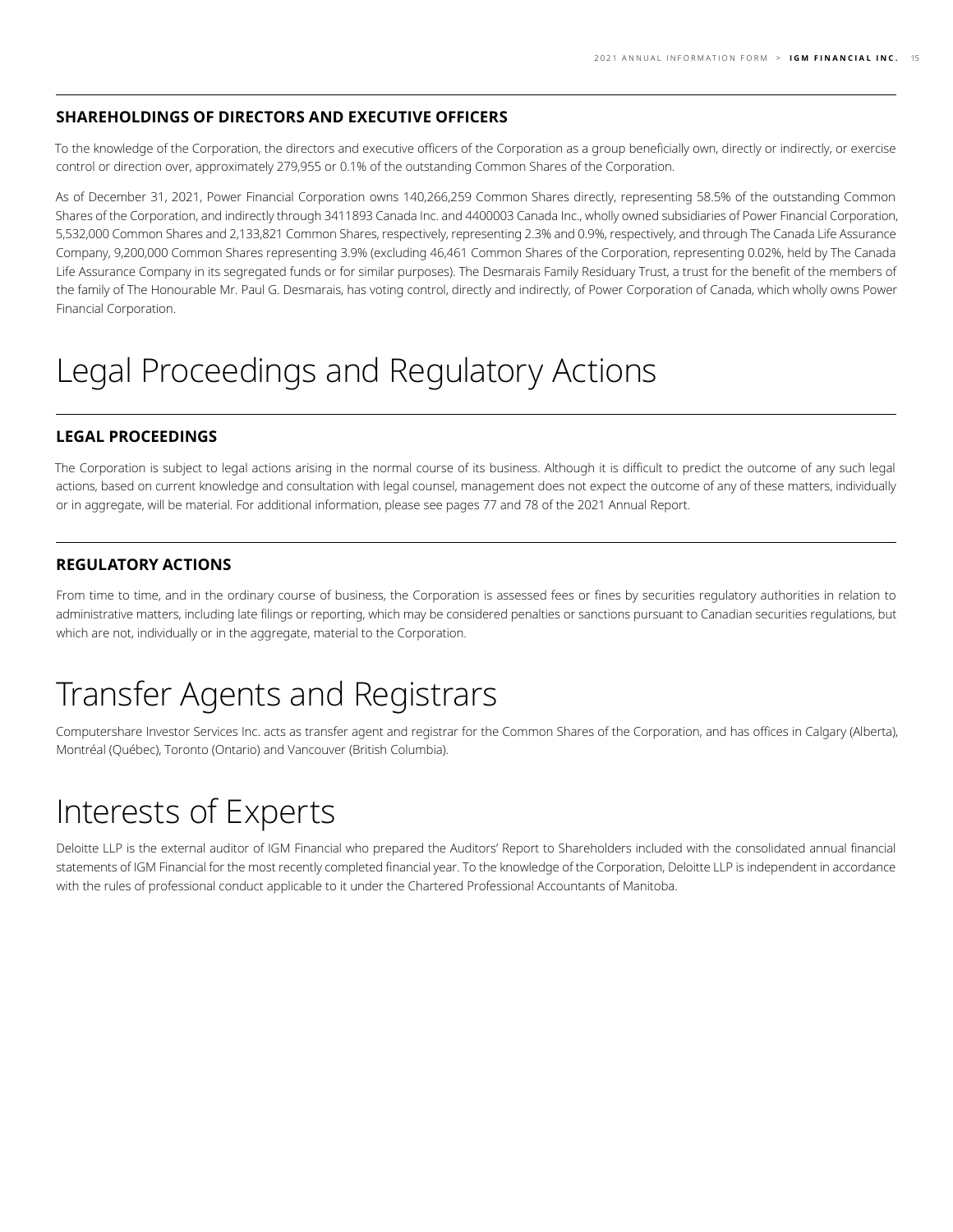### SHAREHOLDINGS OF DIRECTORS AND EXECUTIVE OFFICERS

To the knowledge of the Corporation, the directors and executive officers of the Corporation as a group beneficially own, directly or indirectly, or exercise control or direction over, approximately 279,955 or 0.1% of the outstanding Common Shares of the Corporation.

As of December 31, 2021, Power Financial Corporation owns 140,266,259 Common Shares directly, representing 58.5% of the outstanding Common Shares of the Corporation, and indirectly through 3411893 Canada Inc. and 4400003 Canada Inc., wholly owned subsidiaries of Power Financial Corporation, 5,532,000 Common Shares and 2,133,821 Common Shares, respectively, representing 2.3% and 0.9%, respectively, and through The Canada Life Assurance Company, 9,200,000 Common Shares representing 3.9% (excluding 46,461 Common Shares of the Corporation, representing 0.02%, held by The Canada Life Assurance Company in its segregated funds or for similar purposes). The Desmarais Family Residuary Trust, a trust for the benefit of the members of the family of The Honourable Mr. Paul G. Desmarais, has voting control, directly and indirectly, of Power Corporation of Canada, which wholly owns Power Financial Corporation.

# Legal Proceedings and Regulatory Actions

### LEGAL PROCEEDINGS

The Corporation is subject to legal actions arising in the normal course of its business. Although it is difficult to predict the outcome of any such legal actions, based on current knowledge and consultation with legal counsel, management does not expect the outcome of any of these matters, individually or in aggregate, will be material. For additional information, please see pages 77 and 78 of the 2021 Annual Report.

### REGULATORY ACTIONS

From time to time, and in the ordinary course of business, the Corporation is assessed fees or fines by securities regulatory authorities in relation to administrative matters, including late filings or reporting, which may be considered penalties or sanctions pursuant to Canadian securities regulations, but which are not, individually or in the aggregate, material to the Corporation.

# Transfer Agents and Registrars

Computershare Investor Services Inc. acts as transfer agent and registrar for the Common Shares of the Corporation, and has offices in Calgary (Alberta), Montréal (Québec), Toronto (Ontario) and Vancouver (British Columbia).

# Interests of Experts

Deloitte LLP is the external auditor of IGM Financial who prepared the Auditors' Report to Shareholders included with the consolidated annual financial statements of IGM Financial for the most recently completed financial year. To the knowledge of the Corporation, Deloitte LLP is independent in accordance with the rules of professional conduct applicable to it under the Chartered Professional Accountants of Manitoba.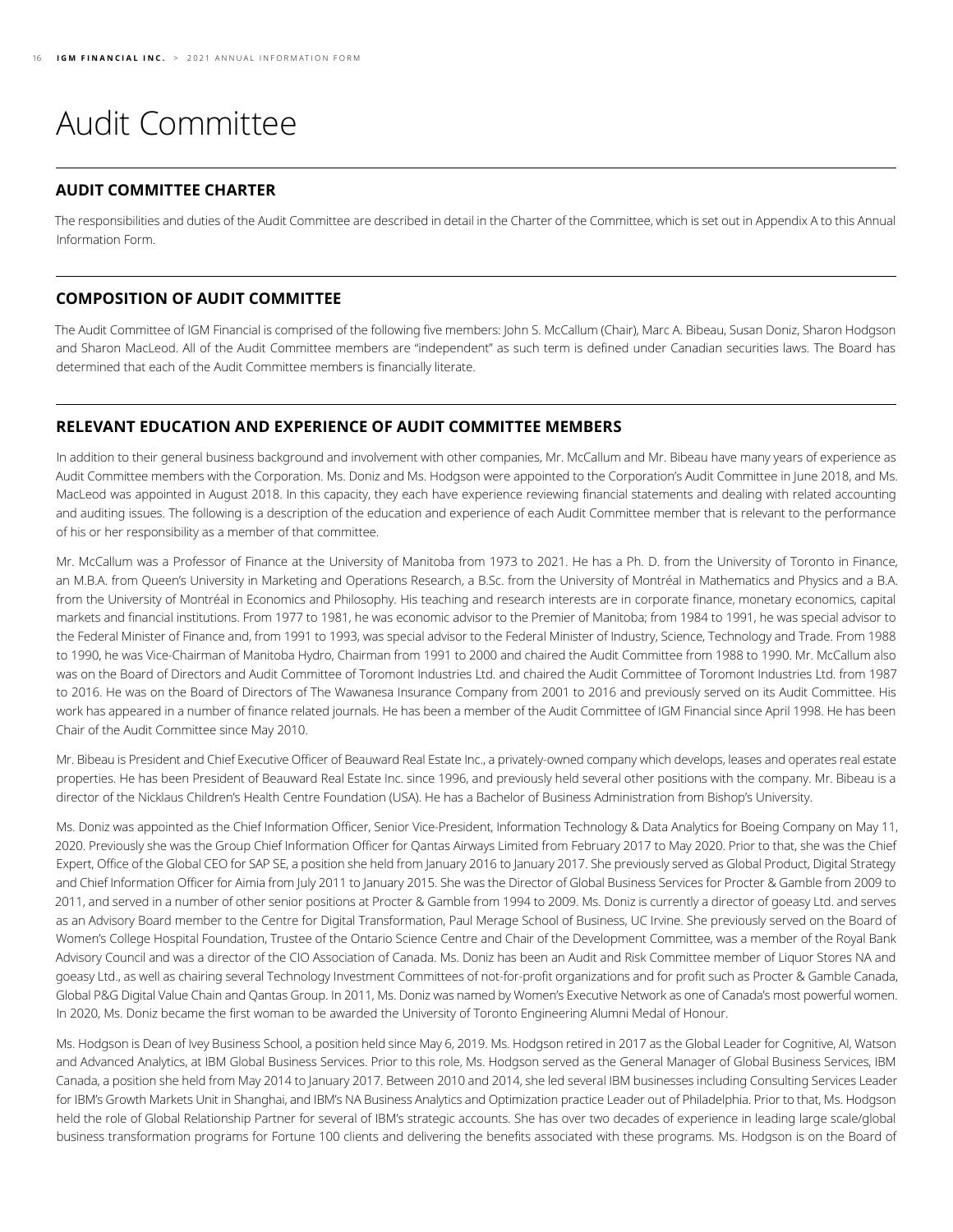# Audit Committee

## AUDIT COMMITTEE CHARTER

The responsibilities and duties of the Audit Committee are described in detail in the Charter of the Committee, which is set out in Appendix A to this Annual Information Form.

## COMPOSITION OF AUDIT COMMITTEE

The Audit Committee of IGM Financial is comprised of the following five members: John S. McCallum (Chair), Marc A. Bibeau, Susan Doniz, Sharon Hodgson and Sharon MacLeod. All of the Audit Committee members are "independent" as such term is defined under Canadian securities laws. The Board has determined that each of the Audit Committee members is financially literate.

## RELEVANT EDUCATION AND EXPERIENCE OF AUDIT COMMITTEE MEMBERS

In addition to their general business background and involvement with other companies, Mr. McCallum and Mr. Bibeau have many years of experience as Audit Committee members with the Corporation. Ms. Doniz and Ms. Hodgson were appointed to the Corporation's Audit Committee in June 2018, and Ms. MacLeod was appointed in August 2018. In this capacity, they each have experience reviewing financial statements and dealing with related accounting and auditing issues. The following is a description of the education and experience of each Audit Committee member that is relevant to the performance of his or her responsibility as a member of that committee.

Mr. McCallum was a Professor of Finance at the University of Manitoba from 1973 to 2021. He has a Ph. D. from the University of Toronto in Finance, an M.B.A. from Queen's University in Marketing and Operations Research, a B.Sc. from the University of Montréal in Mathematics and Physics and a B.A. from the University of Montréal in Economics and Philosophy. His teaching and research interests are in corporate finance, monetary economics, capital markets and financial institutions. From 1977 to 1981, he was economic advisor to the Premier of Manitoba; from 1984 to 1991, he was special advisor to the Federal Minister of Finance and, from 1991 to 1993, was special advisor to the Federal Minister of Industry, Science, Technology and Trade. From 1988 to 1990, he was Vice-Chairman of Manitoba Hydro, Chairman from 1991 to 2000 and chaired the Audit Committee from 1988 to 1990. Mr. McCallum also was on the Board of Directors and Audit Committee of Toromont Industries Ltd. and chaired the Audit Committee of Toromont Industries Ltd. from 1987 to 2016. He was on the Board of Directors of The Wawanesa Insurance Company from 2001 to 2016 and previously served on its Audit Committee. His work has appeared in a number of finance related journals. He has been a member of the Audit Committee of IGM Financial since April 1998. He has been Chair of the Audit Committee since May 2010.

Mr. Bibeau is President and Chief Executive Officer of Beauward Real Estate Inc., a privately-owned company which develops, leases and operates real estate properties. He has been President of Beauward Real Estate Inc. since 1996, and previously held several other positions with the company. Mr. Bibeau is a director of the Nicklaus Children's Health Centre Foundation (USA). He has a Bachelor of Business Administration from Bishop's University.

Ms. Doniz was appointed as the Chief Information Officer, Senior Vice-President, Information Technology & Data Analytics for Boeing Company on May 11, 2020. Previously she was the Group Chief Information Officer for Qantas Airways Limited from February 2017 to May 2020. Prior to that, she was the Chief Expert, Office of the Global CEO for SAP SE, a position she held from January 2016 to January 2017. She previously served as Global Product, Digital Strategy and Chief Information Officer for Aimia from July 2011 to January 2015. She was the Director of Global Business Services for Procter & Gamble from 2009 to 2011, and served in a number of other senior positions at Procter & Gamble from 1994 to 2009. Ms. Doniz is currently a director of goeasy Ltd. and serves as an Advisory Board member to the Centre for Digital Transformation, Paul Merage School of Business, UC Irvine. She previously served on the Board of Women's College Hospital Foundation, Trustee of the Ontario Science Centre and Chair of the Development Committee, was a member of the Royal Bank Advisory Council and was a director of the CIO Association of Canada. Ms. Doniz has been an Audit and Risk Committee member of Liquor Stores NA and goeasy Ltd., as well as chairing several Technology Investment Committees of not-for-profit organizations and for profit such as Procter & Gamble Canada, Global P&G Digital Value Chain and Qantas Group. In 2011, Ms. Doniz was named by Women's Executive Network as one of Canada's most powerful women. In 2020, Ms. Doniz became the first woman to be awarded the University of Toronto Engineering Alumni Medal of Honour.

Ms. Hodgson is Dean of Ivey Business School, a position held since May 6, 2019. Ms. Hodgson retired in 2017 as the Global Leader for Cognitive, AI, Watson and Advanced Analytics, at IBM Global Business Services. Prior to this role, Ms. Hodgson served as the General Manager of Global Business Services, IBM Canada, a position she held from May 2014 to January 2017. Between 2010 and 2014, she led several IBM businesses including Consulting Services Leader for IBM's Growth Markets Unit in Shanghai, and IBM's NA Business Analytics and Optimization practice Leader out of Philadelphia. Prior to that, Ms. Hodgson held the role of Global Relationship Partner for several of IBM's strategic accounts. She has over two decades of experience in leading large scale/global business transformation programs for Fortune 100 clients and delivering the benefits associated with these programs. Ms. Hodgson is on the Board of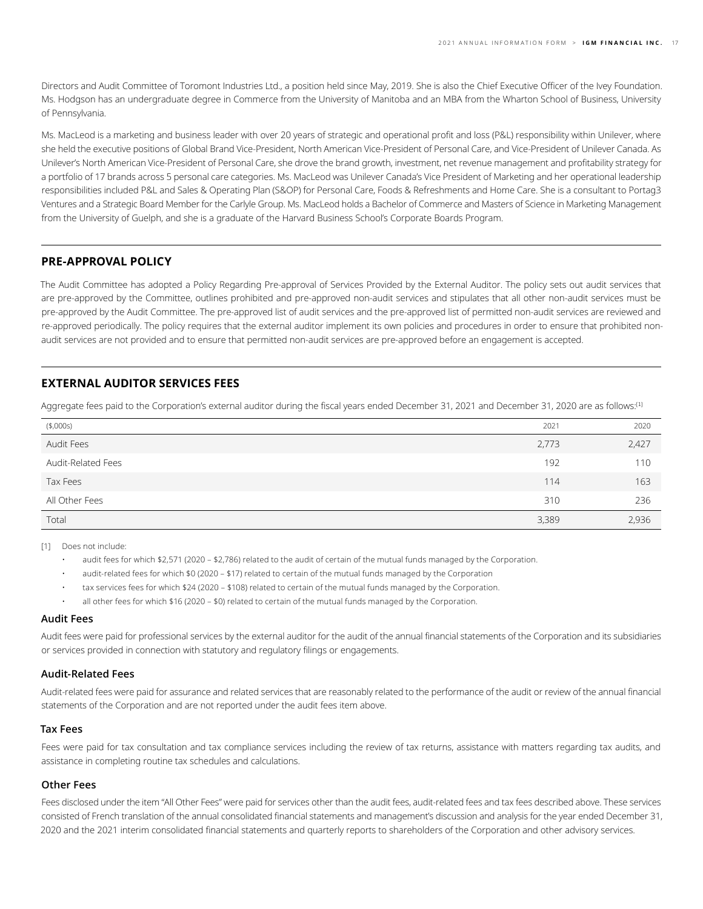Directors and Audit Committee of Toromont Industries Ltd., a position held since May, 2019. She is also the Chief Executive Officer of the Ivey Foundation. Ms. Hodgson has an undergraduate degree in Commerce from the University of Manitoba and an MBA from the Wharton School of Business, University of Pennsylvania.

Ms. MacLeod is a marketing and business leader with over 20 years of strategic and operational profit and loss (P&L) responsibility within Unilever, where she held the executive positions of Global Brand Vice-President, North American Vice-President of Personal Care, and Vice-President of Unilever Canada. As Unilever's North American Vice-President of Personal Care, she drove the brand growth, investment, net revenue management and profitability strategy for a portfolio of 17 brands across 5 personal care categories. Ms. MacLeod was Unilever Canada's Vice President of Marketing and her operational leadership responsibilities included P&L and Sales & Operating Plan (S&OP) for Personal Care, Foods & Refreshments and Home Care. She is a consultant to Portag3 Ventures and a Strategic Board Member for the Carlyle Group. Ms. MacLeod holds a Bachelor of Commerce and Masters of Science in Marketing Management from the University of Guelph, and she is a graduate of the Harvard Business School's Corporate Boards Program.

## PRE-APPROVAL POLICY

The Audit Committee has adopted a Policy Regarding Pre-approval of Services Provided by the External Auditor. The policy sets out audit services that are pre-approved by the Committee, outlines prohibited and pre-approved non-audit services and stipulates that all other non-audit services must be pre-approved by the Audit Committee. The pre-approved list of audit services and the pre-approved list of permitted non-audit services are reviewed and re-approved periodically. The policy requires that the external auditor implement its own policies and procedures in order to ensure that prohibited non-audit services are not provided and to ensure that permitted non-audit services are pre-approved before an engagement is accepted.

## EXTERNAL AUDITOR SERVICES FEES

Aggregate fees paid to the Corporation's external auditor during the fiscal years ended December 31, 2021 and December 31, 2020 are as follows:[1]

| ($,000s) | 2021 | 2020 |
|---|---|---|
| Audit Fees | 2,773 | 2,427 |
| Audit-Related Fees | 192 | 110 |
| Tax Fees | 114 | 163 |
| All Other Fees | 310 | 236 |
| Total | 3,389 | 2,936 |

[1] Does not include:

- audit fees for which $2,571 (2020 – $2,786) related to the audit of certain of the mutual funds managed by the Corporation.
- audit-related fees for which $0 (2020 – $17) related to certain of the mutual funds managed by the Corporation
- tax services fees for which $24 (2020 – $108) related to certain of the mutual funds managed by the Corporation.
- all other fees for which $16 (2020 – $0) related to certain of the mutual funds managed by the Corporation.

### Audit Fees

Audit fees were paid for professional services by the external auditor for the audit of the annual financial statements of the Corporation and its subsidiaries or services provided in connection with statutory and regulatory filings or engagements.

### Audit-Related Fees

Audit-related fees were paid for assurance and related services that are reasonably related to the performance of the audit or review of the annual financial statements of the Corporation and are not reported under the audit fees item above.

### Tax Fees

Fees were paid for tax consultation and tax compliance services including the review of tax returns, assistance with matters regarding tax audits, and assistance in completing routine tax schedules and calculations.

### Other Fees

Fees disclosed under the item "All Other Fees" were paid for services other than the audit fees, audit-related fees and tax fees described above. These services consisted of French translation of the annual consolidated financial statements and management's discussion and analysis for the year ended December 31, 2020 and the 2021 interim consolidated financial statements and quarterly reports to shareholders of the Corporation and other advisory services.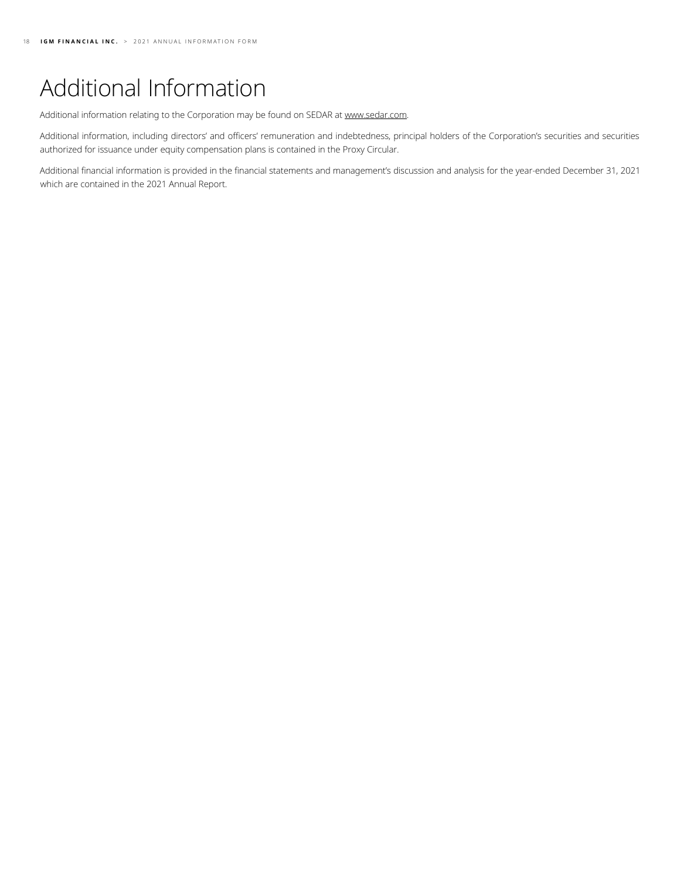# Additional Information

Additional information relating to the Corporation may be found on SEDAR at www.sedar.com.

Additional information, including directors' and officers' remuneration and indebtedness, principal holders of the Corporation's securities and securities authorized for issuance under equity compensation plans is contained in the Proxy Circular.

Additional financial information is provided in the financial statements and management's discussion and analysis for the year-ended December 31, 2021 which are contained in the 2021 Annual Report.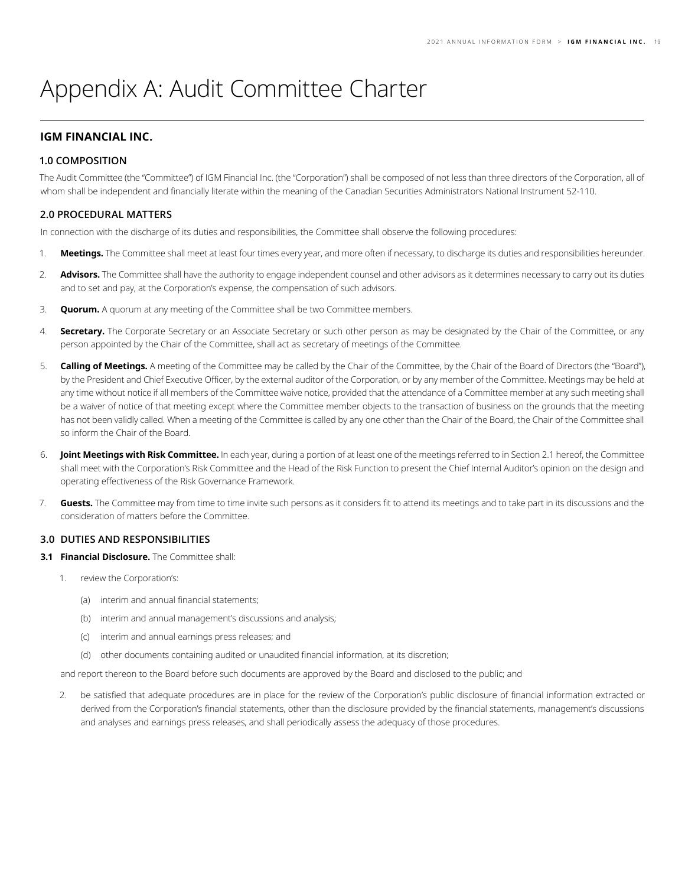# Appendix A: Audit Committee Charter

## IGM FINANCIAL INC.

### 1.0 COMPOSITION

The Audit Committee (the "Committee") of IGM Financial Inc. (the "Corporation") shall be composed of not less than three directors of the Corporation, all of whom shall be independent and financially literate within the meaning of the Canadian Securities Administrators National Instrument 52-110.

### 2.0 PROCEDURAL MATTERS

In connection with the discharge of its duties and responsibilities, the Committee shall observe the following procedures:

1. **Meetings.** The Committee shall meet at least four times every year, and more often if necessary, to discharge its duties and responsibilities hereunder.
2. **Advisors.** The Committee shall have the authority to engage independent counsel and other advisors as it determines necessary to carry out its duties and to set and pay, at the Corporation's expense, the compensation of such advisors.
3. **Quorum.** A quorum at any meeting of the Committee shall be two Committee members.
4. **Secretary.** The Corporate Secretary or an Associate Secretary or such other person as may be designated by the Chair of the Committee, or any person appointed by the Chair of the Committee, shall act as secretary of meetings of the Committee.
5. **Calling of Meetings.** A meeting of the Committee may be called by the Chair of the Committee, by the Chair of the Board of Directors (the "Board"), by the President and Chief Executive Officer, by the external auditor of the Corporation, or by any member of the Committee. Meetings may be held at any time without notice if all members of the Committee waive notice, provided that the attendance of a Committee member at any such meeting shall be a waiver of notice of that meeting except where the Committee member objects to the transaction of business on the grounds that the meeting has not been validly called. When a meeting of the Committee is called by any one other than the Chair of the Board, the Chair of the Committee shall so inform the Chair of the Board.
6. **Joint Meetings with Risk Committee.** In each year, during a portion of at least one of the meetings referred to in Section 2.1 hereof, the Committee shall meet with the Corporation's Risk Committee and the Head of the Risk Function to present the Chief Internal Auditor's opinion on the design and operating effectiveness of the Risk Governance Framework.
7. **Guests.** The Committee may from time to time invite such persons as it considers fit to attend its meetings and to take part in its discussions and the consideration of matters before the Committee.

### 3.0 DUTIES AND RESPONSIBILITIES

**3.1 Financial Disclosure.** The Committee shall:

1. review the Corporation's:
   - (a) interim and annual financial statements;
   - (b) interim and annual management's discussions and analysis;
   - (c) interim and annual earnings press releases; and
   - (d) other documents containing audited or unaudited financial information, at its discretion;

   and report thereon to the Board before such documents are approved by the Board and disclosed to the public; and
2. be satisfied that adequate procedures are in place for the review of the Corporation's public disclosure of financial information extracted or derived from the Corporation's financial statements, other than the disclosure provided by the financial statements, management's discussions and analyses and earnings press releases, and shall periodically assess the adequacy of those procedures.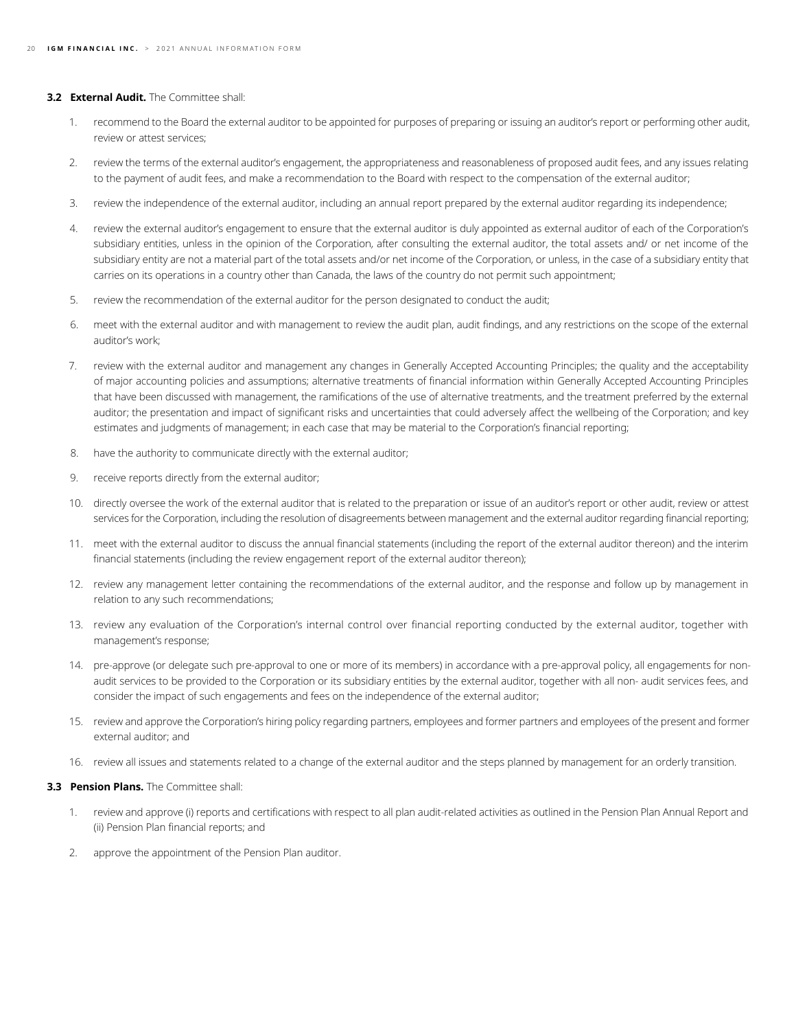**3.2 External Audit.** The Committee shall:

1. recommend to the Board the external auditor to be appointed for purposes of preparing or issuing an auditor's report or performing other audit, review or attest services;
2. review the terms of the external auditor's engagement, the appropriateness and reasonableness of proposed audit fees, and any issues relating to the payment of audit fees, and make a recommendation to the Board with respect to the compensation of the external auditor;
3. review the independence of the external auditor, including an annual report prepared by the external auditor regarding its independence;
4. review the external auditor's engagement to ensure that the external auditor is duly appointed as external auditor of each of the Corporation's subsidiary entities, unless in the opinion of the Corporation, after consulting the external auditor, the total assets and/ or net income of the subsidiary entity are not a material part of the total assets and/or net income of the Corporation, or unless, in the case of a subsidiary entity that carries on its operations in a country other than Canada, the laws of the country do not permit such appointment;
5. review the recommendation of the external auditor for the person designated to conduct the audit;
6. meet with the external auditor and with management to review the audit plan, audit findings, and any restrictions on the scope of the external auditor's work;
7. review with the external auditor and management any changes in Generally Accepted Accounting Principles; the quality and the acceptability of major accounting policies and assumptions; alternative treatments of financial information within Generally Accepted Accounting Principles that have been discussed with management, the ramifications of the use of alternative treatments, and the treatment preferred by the external auditor; the presentation and impact of significant risks and uncertainties that could adversely affect the wellbeing of the Corporation; and key estimates and judgments of management; in each case that may be material to the Corporation's financial reporting;
8. have the authority to communicate directly with the external auditor;
9. receive reports directly from the external auditor;
10. directly oversee the work of the external auditor that is related to the preparation or issue of an auditor's report or other audit, review or attest services for the Corporation, including the resolution of disagreements between management and the external auditor regarding financial reporting;
11. meet with the external auditor to discuss the annual financial statements (including the report of the external auditor thereon) and the interim financial statements (including the review engagement report of the external auditor thereon);
12. review any management letter containing the recommendations of the external auditor, and the response and follow up by management in relation to any such recommendations;
13. review any evaluation of the Corporation's internal control over financial reporting conducted by the external auditor, together with management's response;
14. pre-approve (or delegate such pre-approval to one or more of its members) in accordance with a pre-approval policy, all engagements for non-audit services to be provided to the Corporation or its subsidiary entities by the external auditor, together with all non- audit services fees, and consider the impact of such engagements and fees on the independence of the external auditor;
15. review and approve the Corporation's hiring policy regarding partners, employees and former partners and employees of the present and former external auditor; and
16. review all issues and statements related to a change of the external auditor and the steps planned by management for an orderly transition.

**3.3 Pension Plans.** The Committee shall:

1. review and approve (i) reports and certifications with respect to all plan audit-related activities as outlined in the Pension Plan Annual Report and (ii) Pension Plan financial reports; and
2. approve the appointment of the Pension Plan auditor.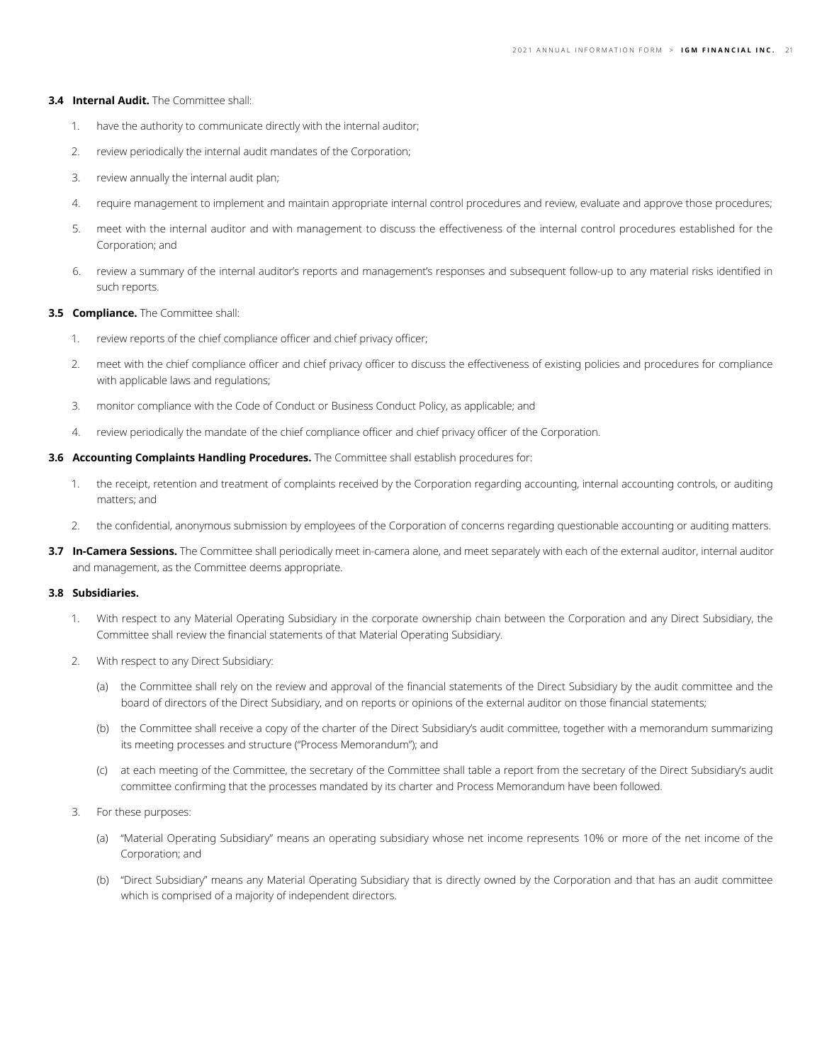**3.4 Internal Audit.** The Committee shall:

1. have the authority to communicate directly with the internal auditor;
2. review periodically the internal audit mandates of the Corporation;
3. review annually the internal audit plan;
4. require management to implement and maintain appropriate internal control procedures and review, evaluate and approve those procedures;
5. meet with the internal auditor and with management to discuss the effectiveness of the internal control procedures established for the Corporation; and
6. review a summary of the internal auditor's reports and management's responses and subsequent follow-up to any material risks identified in such reports.

**3.5 Compliance.** The Committee shall:

1. review reports of the chief compliance officer and chief privacy officer;
2. meet with the chief compliance officer and chief privacy officer to discuss the effectiveness of existing policies and procedures for compliance with applicable laws and regulations;
3. monitor compliance with the Code of Conduct or Business Conduct Policy, as applicable; and
4. review periodically the mandate of the chief compliance officer and chief privacy officer of the Corporation.

**3.6 Accounting Complaints Handling Procedures.** The Committee shall establish procedures for:

1. the receipt, retention and treatment of complaints received by the Corporation regarding accounting, internal accounting controls, or auditing matters; and
2. the confidential, anonymous submission by employees of the Corporation of concerns regarding questionable accounting or auditing matters.

**3.7 In-Camera Sessions.** The Committee shall periodically meet in-camera alone, and meet separately with each of the external auditor, internal auditor and management, as the Committee deems appropriate.

**3.8 Subsidiaries.**

1. With respect to any Material Operating Subsidiary in the corporate ownership chain between the Corporation and any Direct Subsidiary, the Committee shall review the financial statements of that Material Operating Subsidiary.
2. With respect to any Direct Subsidiary:
   - (a) the Committee shall rely on the review and approval of the financial statements of the Direct Subsidiary by the audit committee and the board of directors of the Direct Subsidiary, and on reports or opinions of the external auditor on those financial statements;
   - (b) the Committee shall receive a copy of the charter of the Direct Subsidiary's audit committee, together with a memorandum summarizing its meeting processes and structure ("Process Memorandum"); and
   - (c) at each meeting of the Committee, the secretary of the Committee shall table a report from the secretary of the Direct Subsidiary's audit committee confirming that the processes mandated by its charter and Process Memorandum have been followed.
3. For these purposes:
   - (a) "Material Operating Subsidiary" means an operating subsidiary whose net income represents 10% or more of the net income of the Corporation; and
   - (b) "Direct Subsidiary" means any Material Operating Subsidiary that is directly owned by the Corporation and that has an audit committee which is comprised of a majority of independent directors.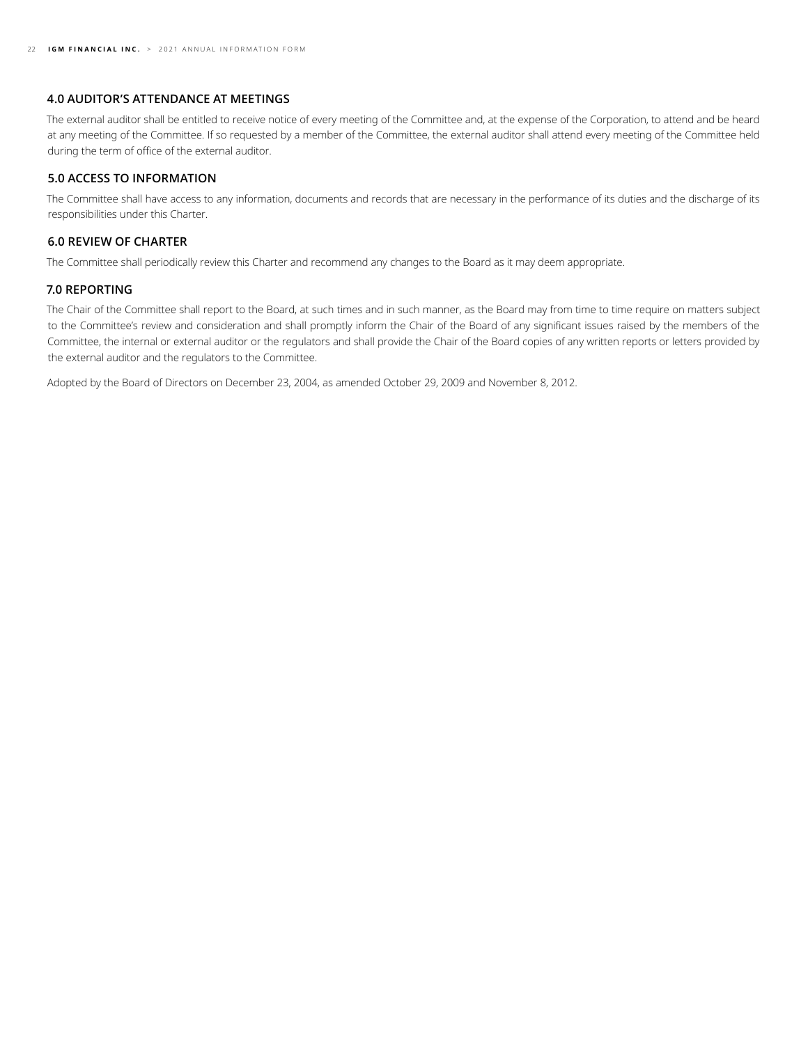### 4.0 AUDITOR'S ATTENDANCE AT MEETINGS

The external auditor shall be entitled to receive notice of every meeting of the Committee and, at the expense of the Corporation, to attend and be heard at any meeting of the Committee. If so requested by a member of the Committee, the external auditor shall attend every meeting of the Committee held during the term of office of the external auditor.

### 5.0 ACCESS TO INFORMATION

The Committee shall have access to any information, documents and records that are necessary in the performance of its duties and the discharge of its responsibilities under this Charter.

### 6.0 REVIEW OF CHARTER

The Committee shall periodically review this Charter and recommend any changes to the Board as it may deem appropriate.

### 7.0 REPORTING

The Chair of the Committee shall report to the Board, at such times and in such manner, as the Board may from time to time require on matters subject to the Committee's review and consideration and shall promptly inform the Chair of the Board of any significant issues raised by the members of the Committee, the internal or external auditor or the regulators and shall provide the Chair of the Board copies of any written reports or letters provided by the external auditor and the regulators to the Committee.

Adopted by the Board of Directors on December 23, 2004, as amended October 29, 2009 and November 8, 2012.